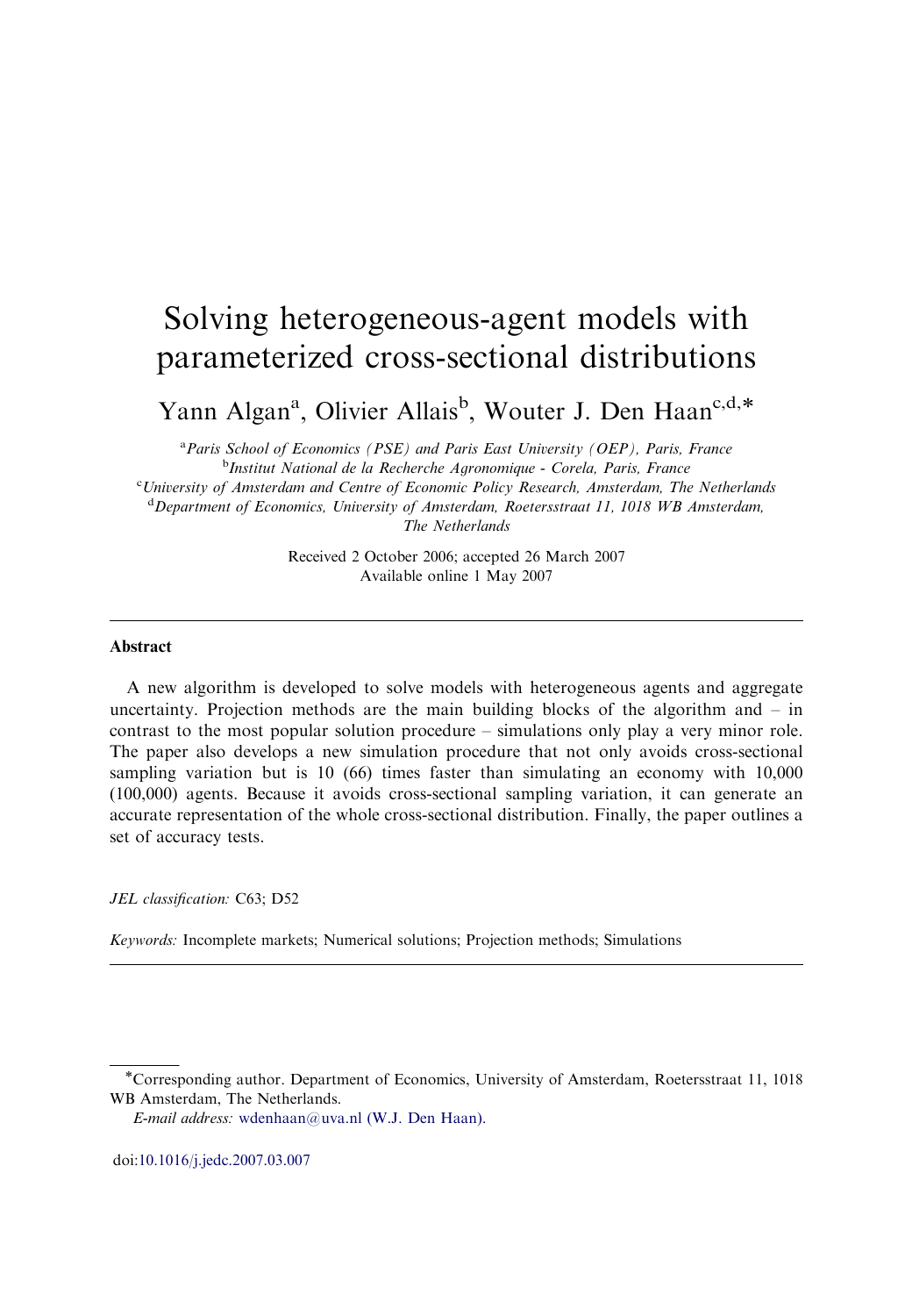# Solving heterogeneous-agent models with parameterized cross-sectional distributions

Yann Algan[a], Olivier Allais[b], Wouter J. Den Haan[c,d,*]

[a]Paris School of Economics (PSE) and Paris East University (OEP), Paris, France
[b]Institut National de la Recherche Agronomique - Corela, Paris, France
[c]University of Amsterdam and Centre of Economic Policy Research, Amsterdam, The Netherlands
[d]Department of Economics, University of Amsterdam, Roetersstraat 11, 1018 WB Amsterdam, The Netherlands

Received 2 October 2006; accepted 26 March 2007
Available online 1 May 2007

## Abstract

A new algorithm is developed to solve models with heterogeneous agents and aggregate uncertainty. Projection methods are the main building blocks of the algorithm and – in contrast to the most popular solution procedure – simulations only play a very minor role. The paper also develops a new simulation procedure that not only avoids cross-sectional sampling variation but is 10 (66) times faster than simulating an economy with 10,000 (100,000) agents. Because it avoids cross-sectional sampling variation, it can generate an accurate representation of the whole cross-sectional distribution. Finally, the paper outlines a set of accuracy tests.

*JEL classification:* C63; D52

*Keywords:* Incomplete markets; Numerical solutions; Projection methods; Simulations

---

*Corresponding author. Department of Economics, University of Amsterdam, Roetersstraat 11, 1018 WB Amsterdam, The Netherlands.

*E-mail address:* wdenhaan@uva.nl (W.J. Den Haan).

doi:10.1016/j.jedc.2007.03.007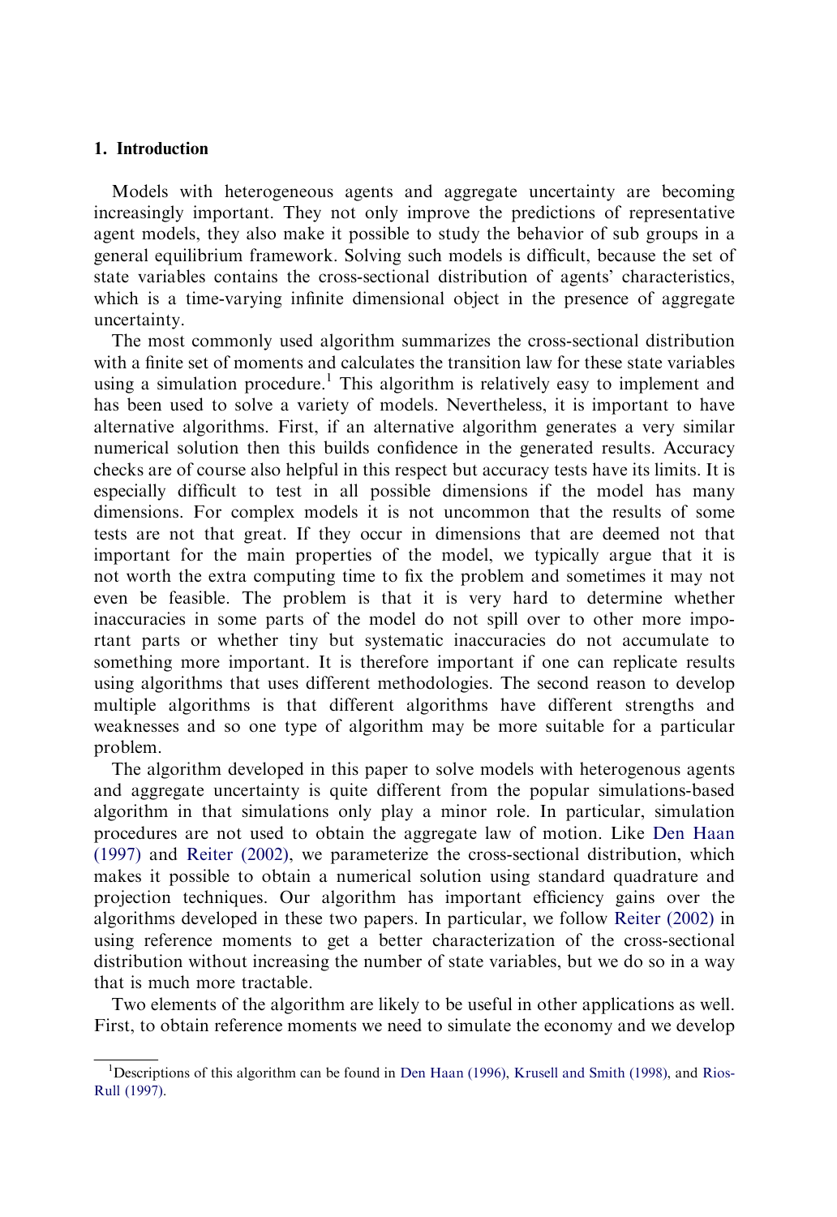## 1. Introduction

Models with heterogeneous agents and aggregate uncertainty are becoming increasingly important. They not only improve the predictions of representative agent models, they also make it possible to study the behavior of sub groups in a general equilibrium framework. Solving such models is difficult, because the set of state variables contains the cross-sectional distribution of agents' characteristics, which is a time-varying infinite dimensional object in the presence of aggregate uncertainty.

The most commonly used algorithm summarizes the cross-sectional distribution with a finite set of moments and calculates the transition law for these state variables using a simulation procedure.[1] This algorithm is relatively easy to implement and has been used to solve a variety of models. Nevertheless, it is important to have alternative algorithms. First, if an alternative algorithm generates a very similar numerical solution then this builds confidence in the generated results. Accuracy checks are of course also helpful in this respect but accuracy tests have its limits. It is especially difficult to test in all possible dimensions if the model has many dimensions. For complex models it is not uncommon that the results of some tests are not that great. If they occur in dimensions that are deemed not that important for the main properties of the model, we typically argue that it is not worth the extra computing time to fix the problem and sometimes it may not even be feasible. The problem is that it is very hard to determine whether inaccuracies in some parts of the model do not spill over to other more important parts or whether tiny but systematic inaccuracies do not accumulate to something more important. It is therefore important if one can replicate results using algorithms that uses different methodologies. The second reason to develop multiple algorithms is that different algorithms have different strengths and weaknesses and so one type of algorithm may be more suitable for a particular problem.

The algorithm developed in this paper to solve models with heterogenous agents and aggregate uncertainty is quite different from the popular simulations-based algorithm in that simulations only play a minor role. In particular, simulation procedures are not used to obtain the aggregate law of motion. Like Den Haan (1997) and Reiter (2002), we parameterize the cross-sectional distribution, which makes it possible to obtain a numerical solution using standard quadrature and projection techniques. Our algorithm has important efficiency gains over the algorithms developed in these two papers. In particular, we follow Reiter (2002) in using reference moments to get a better characterization of the cross-sectional distribution without increasing the number of state variables, but we do so in a way that is much more tractable.

Two elements of the algorithm are likely to be useful in other applications as well. First, to obtain reference moments we need to simulate the economy and we develop

[1] Descriptions of this algorithm can be found in Den Haan (1996), Krusell and Smith (1998), and Rios-Rull (1997).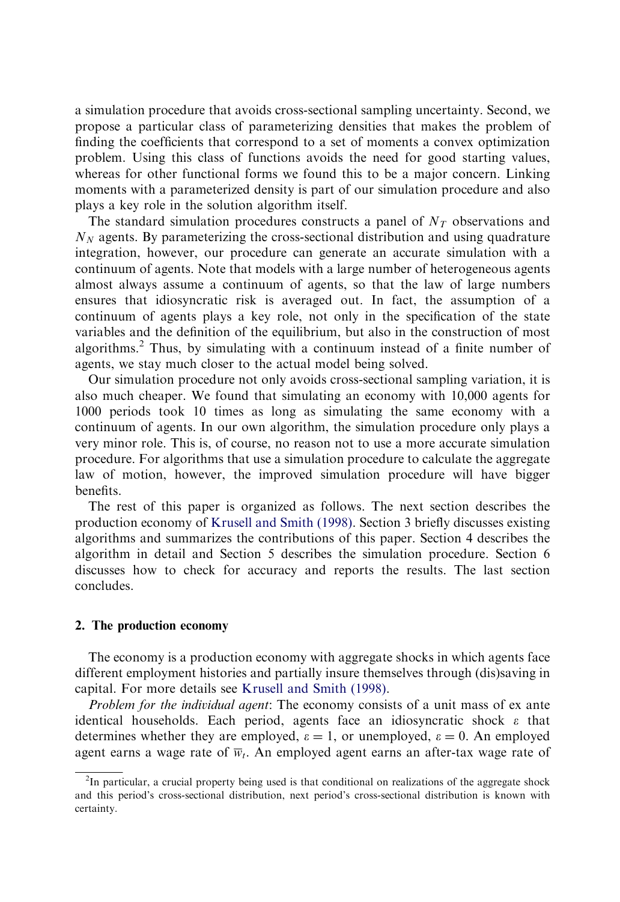a simulation procedure that avoids cross-sectional sampling uncertainty. Second, we propose a particular class of parameterizing densities that makes the problem of finding the coefficients that correspond to a set of moments a convex optimization problem. Using this class of functions avoids the need for good starting values, whereas for other functional forms we found this to be a major concern. Linking moments with a parameterized density is part of our simulation procedure and also plays a key role in the solution algorithm itself.

The standard simulation procedures constructs a panel of $N_T$ observations and $N_N$ agents. By parameterizing the cross-sectional distribution and using quadrature integration, however, our procedure can generate an accurate simulation with a continuum of agents. Note that models with a large number of heterogeneous agents almost always assume a continuum of agents, so that the law of large numbers ensures that idiosyncratic risk is averaged out. In fact, the assumption of a continuum of agents plays a key role, not only in the specification of the state variables and the definition of the equilibrium, but also in the construction of most algorithms.[2] Thus, by simulating with a continuum instead of a finite number of agents, we stay much closer to the actual model being solved.

Our simulation procedure not only avoids cross-sectional sampling variation, it is also much cheaper. We found that simulating an economy with 10,000 agents for 1000 periods took 10 times as long as simulating the same economy with a continuum of agents. In our own algorithm, the simulation procedure only plays a very minor role. This is, of course, no reason not to use a more accurate simulation procedure. For algorithms that use a simulation procedure to calculate the aggregate law of motion, however, the improved simulation procedure will have bigger benefits.

The rest of this paper is organized as follows. The next section describes the production economy of Krusell and Smith (1998). Section 3 briefly discusses existing algorithms and summarizes the contributions of this paper. Section 4 describes the algorithm in detail and Section 5 describes the simulation procedure. Section 6 discusses how to check for accuracy and reports the results. The last section concludes.

## 2. The production economy

The economy is a production economy with aggregate shocks in which agents face different employment histories and partially insure themselves through (dis)saving in capital. For more details see Krusell and Smith (1998).

*Problem for the individual agent*: The economy consists of a unit mass of ex ante identical households. Each period, agents face an idiosyncratic shock $\varepsilon$ that determines whether they are employed, $\varepsilon = 1$, or unemployed, $\varepsilon = 0$. An employed agent earns a wage rate of $\overline{w}_t$. An employed agent earns an after-tax wage rate of

[2] In particular, a crucial property being used is that conditional on realizations of the aggregate shock and this period's cross-sectional distribution, next period's cross-sectional distribution is known with certainty.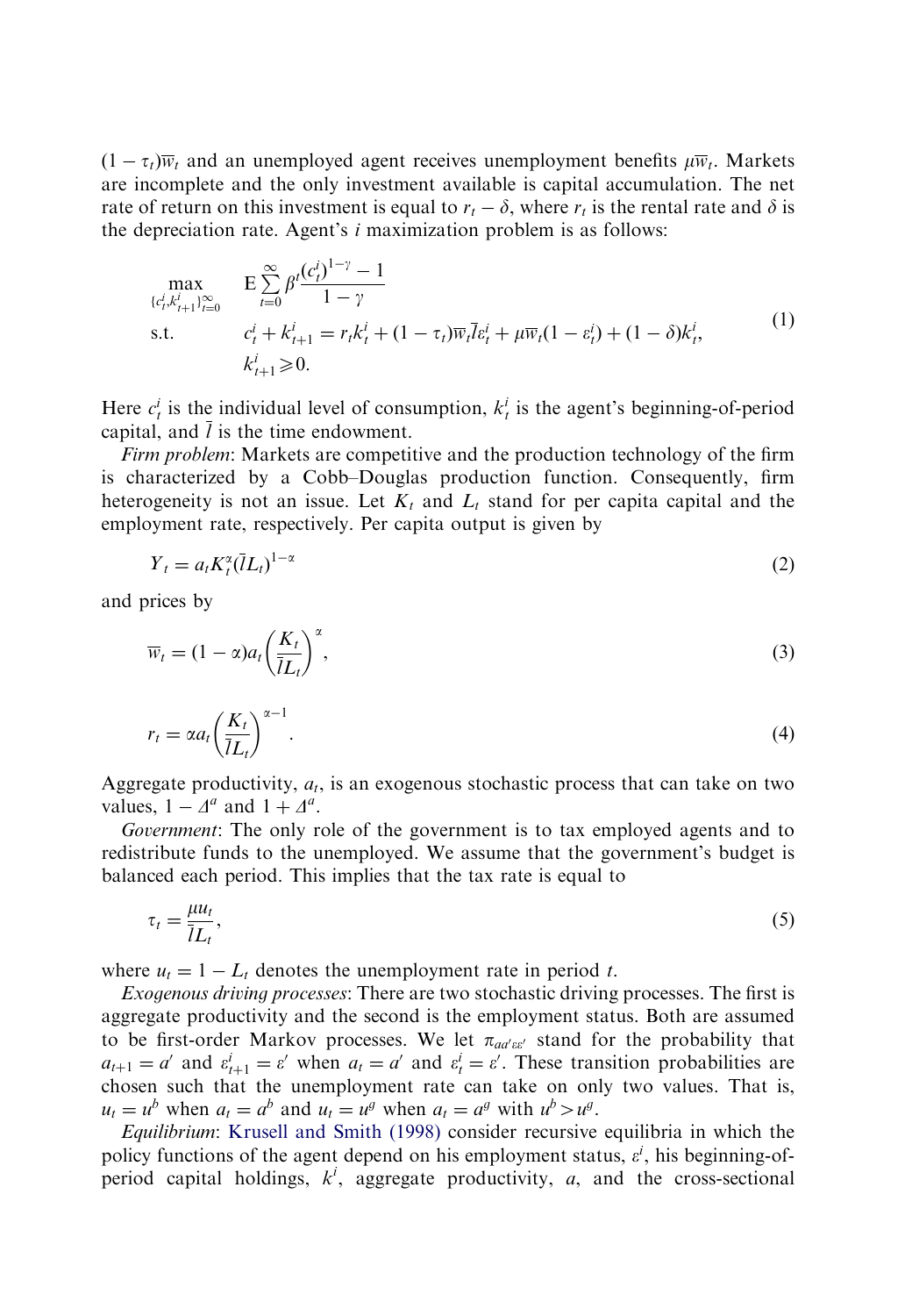$(1-\tau_t)\overline{w}_t$ and an unemployed agent receives unemployment benefits $\mu\overline{w}_t$. Markets are incomplete and the only investment available is capital accumulation. The net rate of return on this investment is equal to $r_t - \delta$, where $r_t$ is the rental rate and $\delta$ is the depreciation rate. Agent's $i$ maximization problem is as follows:

$$
\begin{aligned}
\max_{\{c_t^i, k_{t+1}^i\}_{t=0}^{\infty}} \quad & \mathrm{E}\sum_{t=0}^{\infty} \beta^t \frac{(c_t^i)^{1-\gamma} - 1}{1-\gamma} \\
\text{s.t.} \quad & c_t^i + k_{t+1}^i = r_t k_t^i + (1-\tau_t)\overline{w}_t \bar{l}\varepsilon_t^i + \mu\overline{w}_t(1-\varepsilon_t^i) + (1-\delta)k_t^i, \\
& k_{t+1}^i \geqslant 0.
\end{aligned}
\tag{1}
$$

Here $c_t^i$ is the individual level of consumption, $k_t^i$ is the agent's beginning-of-period capital, and $\bar{l}$ is the time endowment.

*Firm problem*: Markets are competitive and the production technology of the firm is characterized by a Cobb–Douglas production function. Consequently, firm heterogeneity is not an issue. Let $K_t$ and $L_t$ stand for per capita capital and the employment rate, respectively. Per capita output is given by

$$
Y_t = a_t K_t^{\alpha} (\bar{l} L_t)^{1-\alpha}
\tag{2}
$$

and prices by

$$
\overline{w}_t = (1-\alpha) a_t \left( \frac{K_t}{\bar{l} L_t} \right)^{\alpha},
\tag{3}
$$

$$
r_t = \alpha a_t \left( \frac{K_t}{\bar{l} L_t} \right)^{\alpha - 1}.
\tag{4}
$$

Aggregate productivity, $a_t$, is an exogenous stochastic process that can take on two values, $1 - \Delta^a$ and $1 + \Delta^a$.

*Government*: The only role of the government is to tax employed agents and to redistribute funds to the unemployed. We assume that the government's budget is balanced each period. This implies that the tax rate is equal to

$$
\tau_t = \frac{\mu u_t}{\bar{l} L_t},
\tag{5}
$$

where $u_t = 1 - L_t$ denotes the unemployment rate in period $t$.

*Exogenous driving processes*: There are two stochastic driving processes. The first is aggregate productivity and the second is the employment status. Both are assumed to be first-order Markov processes. We let $\pi_{aa'\varepsilon\varepsilon'}$ stand for the probability that $a_{t+1} = a'$ and $\varepsilon_{t+1}^i = \varepsilon'$ when $a_t = a'$ and $\varepsilon_t^i = \varepsilon'$. These transition probabilities are chosen such that the unemployment rate can take on only two values. That is, $u_t = u^b$ when $a_t = a^b$ and $u_t = u^g$ when $a_t = a^g$ with $u^b > u^g$.

*Equilibrium*: Krusell and Smith (1998) consider recursive equilibria in which the policy functions of the agent depend on his employment status, $\varepsilon^i$, his beginning-of-period capital holdings, $k^i$, aggregate productivity, $a$, and the cross-sectional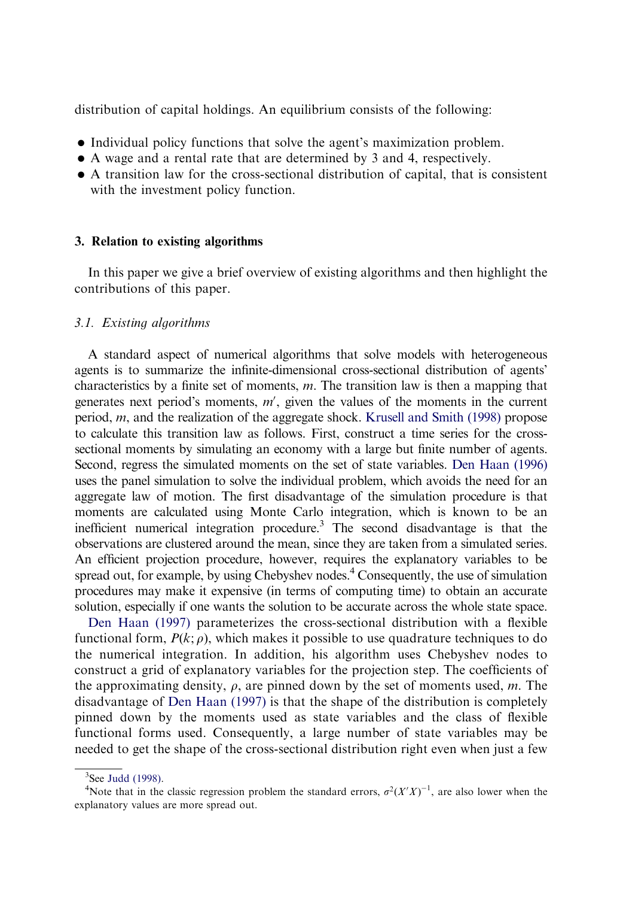distribution of capital holdings. An equilibrium consists of the following:

- Individual policy functions that solve the agent's maximization problem.
- A wage and a rental rate that are determined by 3 and 4, respectively.
- A transition law for the cross-sectional distribution of capital, that is consistent with the investment policy function.

## 3. Relation to existing algorithms

In this paper we give a brief overview of existing algorithms and then highlight the contributions of this paper.

### 3.1. Existing algorithms

A standard aspect of numerical algorithms that solve models with heterogeneous agents is to summarize the infinite-dimensional cross-sectional distribution of agents' characteristics by a finite set of moments, $m$. The transition law is then a mapping that generates next period's moments, $m'$, given the values of the moments in the current period, $m$, and the realization of the aggregate shock. Krusell and Smith (1998) propose to calculate this transition law as follows. First, construct a time series for the cross-sectional moments by simulating an economy with a large but finite number of agents. Second, regress the simulated moments on the set of state variables. Den Haan (1996) uses the panel simulation to solve the individual problem, which avoids the need for an aggregate law of motion. The first disadvantage of the simulation procedure is that moments are calculated using Monte Carlo integration, which is known to be an inefficient numerical integration procedure.[3] The second disadvantage is that the observations are clustered around the mean, since they are taken from a simulated series. An efficient projection procedure, however, requires the explanatory variables to be spread out, for example, by using Chebyshev nodes.[4] Consequently, the use of simulation procedures may make it expensive (in terms of computing time) to obtain an accurate solution, especially if one wants the solution to be accurate across the whole state space.

Den Haan (1997) parameterizes the cross-sectional distribution with a flexible functional form, $P(k;\rho)$, which makes it possible to use quadrature techniques to do the numerical integration. In addition, his algorithm uses Chebyshev nodes to construct a grid of explanatory variables for the projection step. The coefficients of the approximating density, $\rho$, are pinned down by the set of moments used, $m$. The disadvantage of Den Haan (1997) is that the shape of the distribution is completely pinned down by the moments used as state variables and the class of flexible functional forms used. Consequently, a large number of state variables may be needed to get the shape of the cross-sectional distribution right even when just a few

[3] See Judd (1998).

[4] Note that in the classic regression problem the standard errors, $\sigma^2(X'X)^{-1}$, are also lower when the explanatory values are more spread out.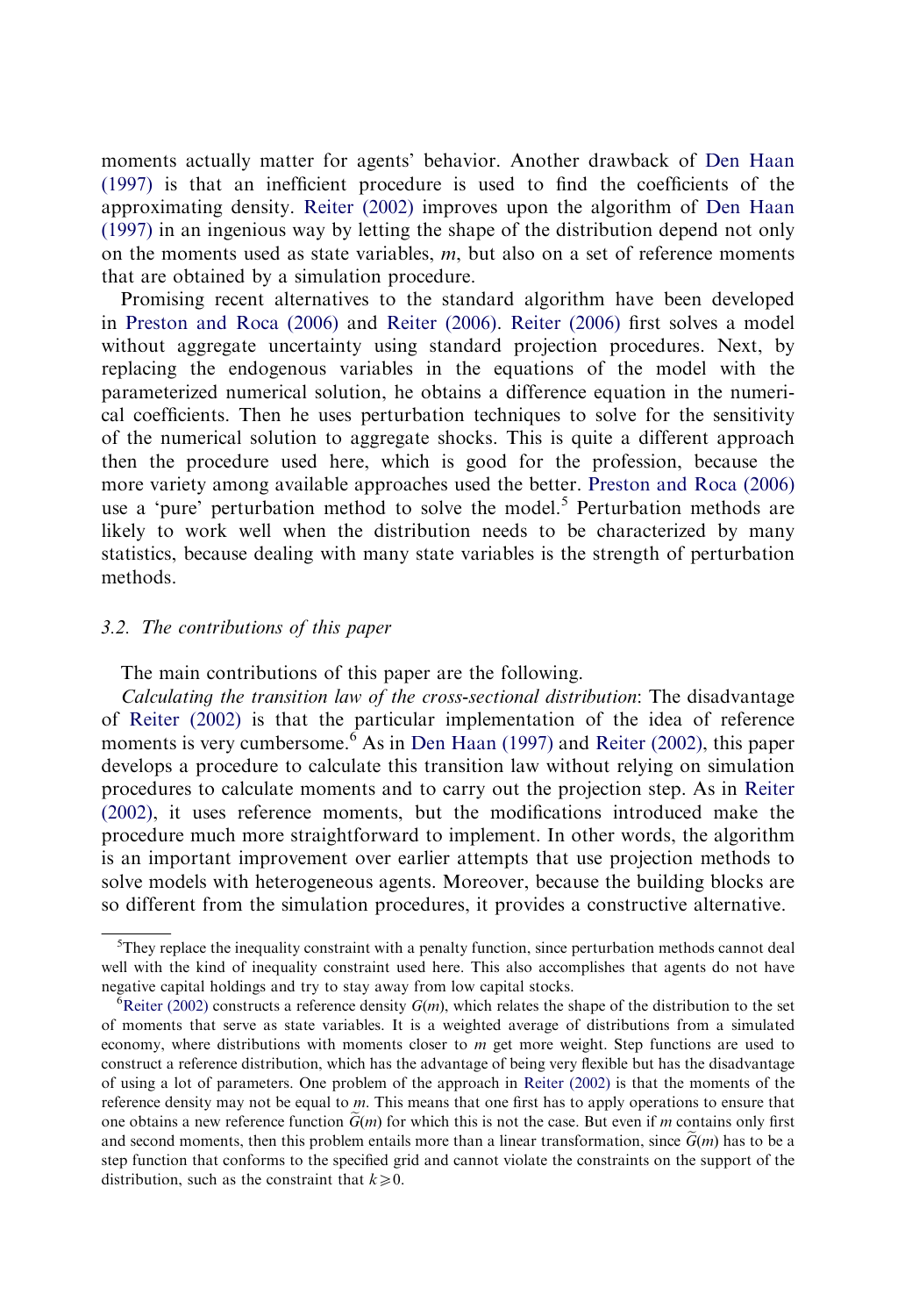moments actually matter for agents' behavior. Another drawback of Den Haan (1997) is that an inefficient procedure is used to find the coefficients of the approximating density. Reiter (2002) improves upon the algorithm of Den Haan (1997) in an ingenious way by letting the shape of the distribution depend not only on the moments used as state variables, $m$, but also on a set of reference moments that are obtained by a simulation procedure.

Promising recent alternatives to the standard algorithm have been developed in Preston and Roca (2006) and Reiter (2006). Reiter (2006) first solves a model without aggregate uncertainty using standard projection procedures. Next, by replacing the endogenous variables in the equations of the model with the parameterized numerical solution, he obtains a difference equation in the numerical coefficients. Then he uses perturbation techniques to solve for the sensitivity of the numerical solution to aggregate shocks. This is quite a different approach then the procedure used here, which is good for the profession, because the more variety among available approaches used the better. Preston and Roca (2006) use a 'pure' perturbation method to solve the model.[5] Perturbation methods are likely to work well when the distribution needs to be characterized by many statistics, because dealing with many state variables is the strength of perturbation methods.

### 3.2. *The contributions of this paper*

The main contributions of this paper are the following.

*Calculating the transition law of the cross-sectional distribution*: The disadvantage of Reiter (2002) is that the particular implementation of the idea of reference moments is very cumbersome.[6] As in Den Haan (1997) and Reiter (2002), this paper develops a procedure to calculate this transition law without relying on simulation procedures to calculate moments and to carry out the projection step. As in Reiter (2002), it uses reference moments, but the modifications introduced make the procedure much more straightforward to implement. In other words, the algorithm is an important improvement over earlier attempts that use projection methods to solve models with heterogeneous agents. Moreover, because the building blocks are so different from the simulation procedures, it provides a constructive alternative.

---

[5] They replace the inequality constraint with a penalty function, since perturbation methods cannot deal well with the kind of inequality constraint used here. This also accomplishes that agents do not have negative capital holdings and try to stay away from low capital stocks.

[6] Reiter (2002) constructs a reference density $G(m)$, which relates the shape of the distribution to the set of moments that serve as state variables. It is a weighted average of distributions from a simulated economy, where distributions with moments closer to $m$ get more weight. Step functions are used to construct a reference distribution, which has the advantage of being very flexible but has the disadvantage of using a lot of parameters. One problem of the approach in Reiter (2002) is that the moments of the reference density may not be equal to $m$. This means that one first has to apply operations to ensure that one obtains a new reference function $\widetilde{G}(m)$ for which this is not the case. But even if $m$ contains only first and second moments, then this problem entails more than a linear transformation, since $\widetilde{G}(m)$ has to be a step function that conforms to the specified grid and cannot violate the constraints on the support of the distribution, such as the constraint that $k \geqslant 0$.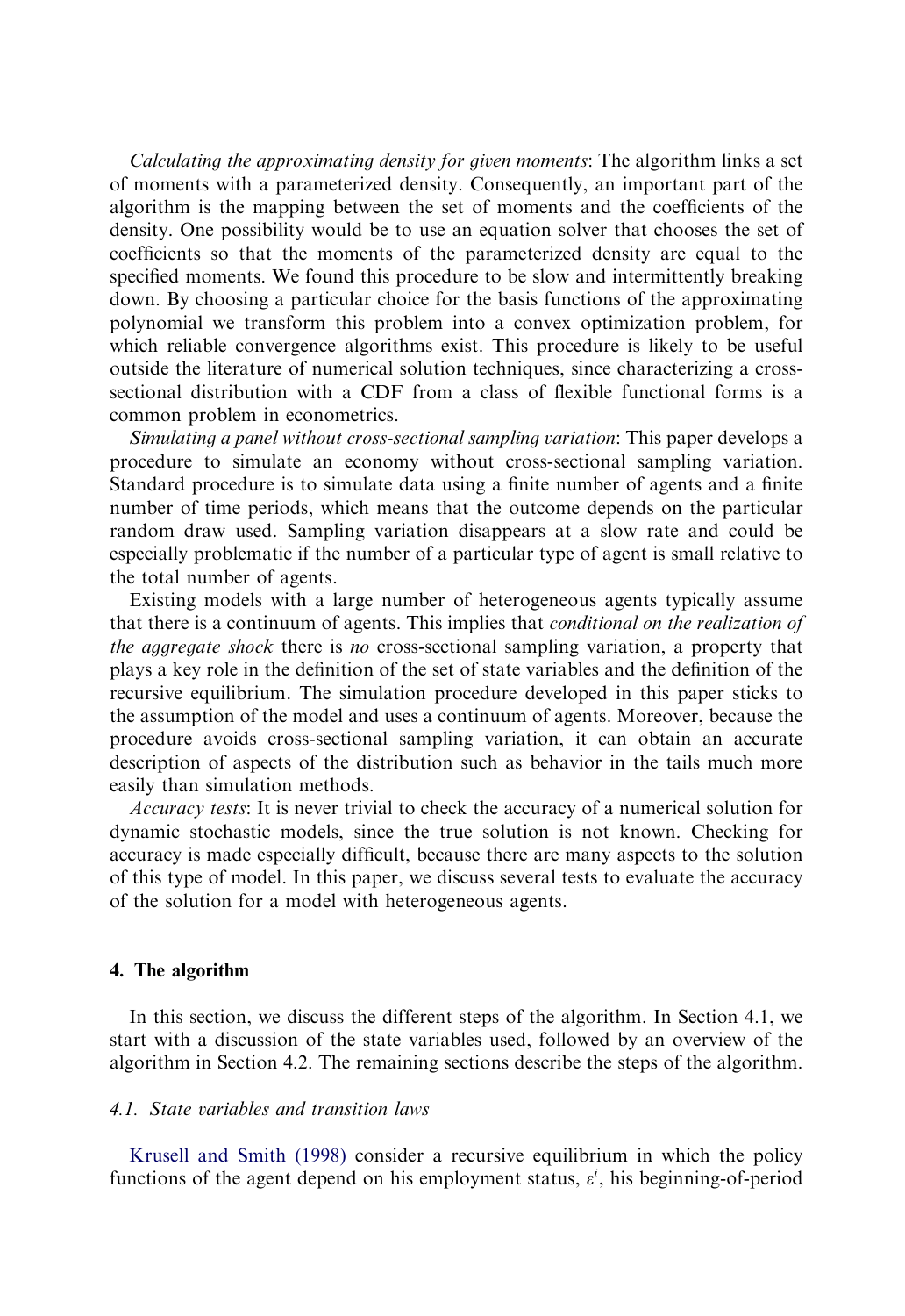*Calculating the approximating density for given moments*: The algorithm links a set of moments with a parameterized density. Consequently, an important part of the algorithm is the mapping between the set of moments and the coefficients of the density. One possibility would be to use an equation solver that chooses the set of coefficients so that the moments of the parameterized density are equal to the specified moments. We found this procedure to be slow and intermittently breaking down. By choosing a particular choice for the basis functions of the approximating polynomial we transform this problem into a convex optimization problem, for which reliable convergence algorithms exist. This procedure is likely to be useful outside the literature of numerical solution techniques, since characterizing a cross-sectional distribution with a CDF from a class of flexible functional forms is a common problem in econometrics.

*Simulating a panel without cross-sectional sampling variation*: This paper develops a procedure to simulate an economy without cross-sectional sampling variation. Standard procedure is to simulate data using a finite number of agents and a finite number of time periods, which means that the outcome depends on the particular random draw used. Sampling variation disappears at a slow rate and could be especially problematic if the number of a particular type of agent is small relative to the total number of agents.

Existing models with a large number of heterogeneous agents typically assume that there is a continuum of agents. This implies that *conditional on the realization of the aggregate shock* there is *no* cross-sectional sampling variation, a property that plays a key role in the definition of the set of state variables and the definition of the recursive equilibrium. The simulation procedure developed in this paper sticks to the assumption of the model and uses a continuum of agents. Moreover, because the procedure avoids cross-sectional sampling variation, it can obtain an accurate description of aspects of the distribution such as behavior in the tails much more easily than simulation methods.

*Accuracy tests*: It is never trivial to check the accuracy of a numerical solution for dynamic stochastic models, since the true solution is not known. Checking for accuracy is made especially difficult, because there are many aspects to the solution of this type of model. In this paper, we discuss several tests to evaluate the accuracy of the solution for a model with heterogeneous agents.

## 4. The algorithm

In this section, we discuss the different steps of the algorithm. In Section 4.1, we start with a discussion of the state variables used, followed by an overview of the algorithm in Section 4.2. The remaining sections describe the steps of the algorithm.

### 4.1. State variables and transition laws

Krusell and Smith (1998) consider a recursive equilibrium in which the policy functions of the agent depend on his employment status, $\varepsilon^i$, his beginning-of-period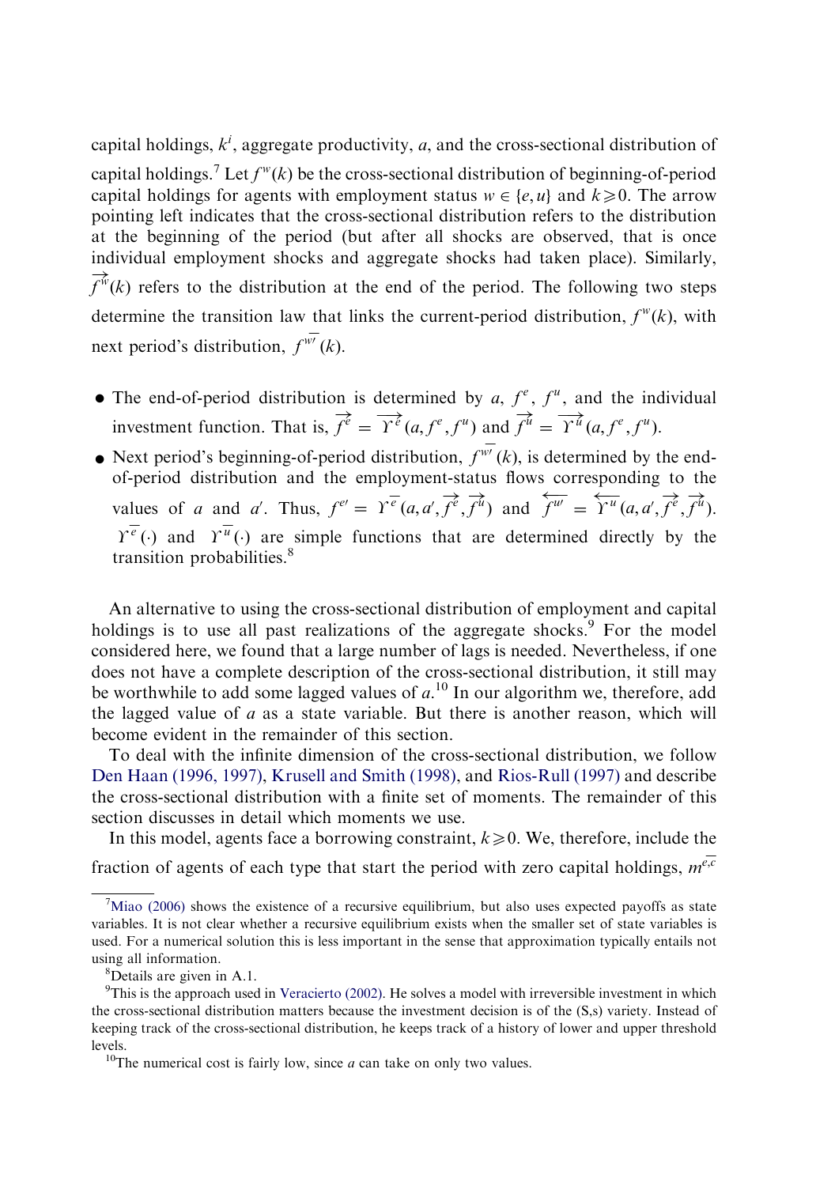capital holdings, $k^i$, aggregate productivity, $a$, and the cross-sectional distribution of capital holdings.[7] Let $\overleftarrow{f^w}(k)$ be the cross-sectional distribution of beginning-of-period capital holdings for agents with employment status $w \in \{e, u\}$ and $k \geqslant 0$. The arrow pointing left indicates that the cross-sectional distribution refers to the distribution at the beginning of the period (but after all shocks are observed, that is once individual employment shocks and aggregate shocks had taken place). Similarly, $\overrightarrow{f^w}(k)$ refers to the distribution at the end of the period. The following two steps determine the transition law that links the current-period distribution, $\overleftarrow{f^w}(k)$, with next period's distribution, $\overleftarrow{f^{w\prime}}(k)$.

- The end-of-period distribution is determined by $a$, $\overleftarrow{f^e}$, $\overleftarrow{f^u}$, and the individual investment function. That is, $\overrightarrow{f^e} = \overrightarrow{\Upsilon^e}(a, \overleftarrow{f^e}, \overleftarrow{f^u})$ and $\overrightarrow{f^u} = \overrightarrow{\Upsilon^u}(a, \overleftarrow{f^e}, \overleftarrow{f^u})$.
- Next period's beginning-of-period distribution, $\overleftarrow{f^{w\prime}}(k)$, is determined by the end-of-period distribution and the employment-status flows corresponding to the values of $a$ and $a'$. Thus, $\overleftarrow{f^{e\prime}} = \overleftarrow{\Upsilon^e}(a, a', \overrightarrow{f^e}, \overrightarrow{f^u})$ and $\overleftarrow{f^{u\prime}} = \overleftarrow{\Upsilon^u}(a, a', \overrightarrow{f^e}, \overrightarrow{f^u})$. $\overleftarrow{\Upsilon^e}(\cdot)$ and $\overleftarrow{\Upsilon^u}(\cdot)$ are simple functions that are determined directly by the transition probabilities.[8]

An alternative to using the cross-sectional distribution of employment and capital holdings is to use all past realizations of the aggregate shocks.[9] For the model considered here, we found that a large number of lags is needed. Nevertheless, if one does not have a complete description of the cross-sectional distribution, it still may be worthwhile to add some lagged values of $a$.[10] In our algorithm we, therefore, add the lagged value of $a$ as a state variable. But there is another reason, which will become evident in the remainder of this section.

To deal with the infinite dimension of the cross-sectional distribution, we follow Den Haan (1996, 1997), Krusell and Smith (1998), and Rios-Rull (1997) and describe the cross-sectional distribution with a finite set of moments. The remainder of this section discusses in detail which moments we use.

In this model, agents face a borrowing constraint, $k \geqslant 0$. We, therefore, include the fraction of agents of each type that start the period with zero capital holdings, $\overleftarrow{m^{e,c}}$

[7] Miao (2006) shows the existence of a recursive equilibrium, but also uses expected payoffs as state variables. It is not clear whether a recursive equilibrium exists when the smaller set of state variables is used. For a numerical solution this is less important in the sense that approximation typically entails not using all information.

[8] Details are given in A.1.

[9] This is the approach used in Veracierto (2002). He solves a model with irreversible investment in which the cross-sectional distribution matters because the investment decision is of the (S,s) variety. Instead of keeping track of the cross-sectional distribution, he keeps track of a history of lower and upper threshold levels.

[10] The numerical cost is fairly low, since $a$ can take on only two values.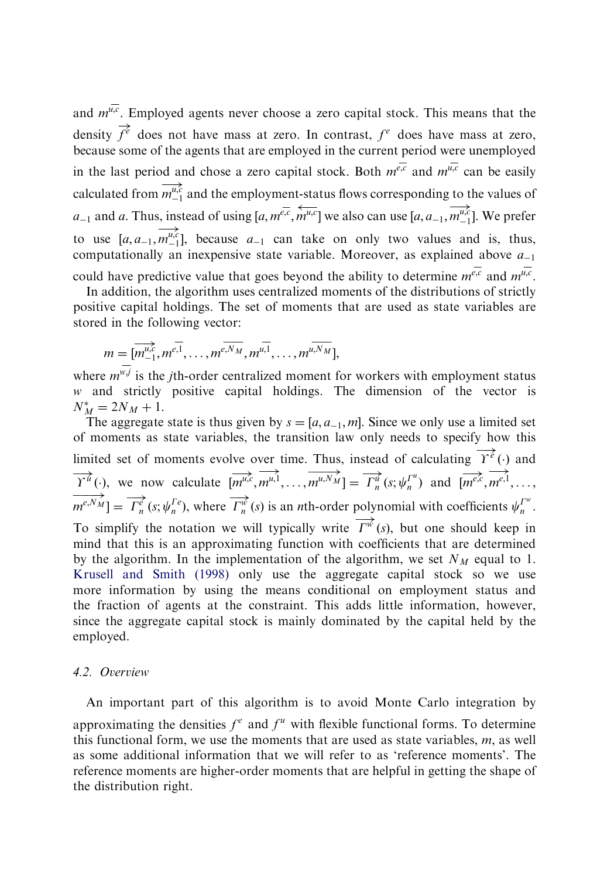and $m^{\overline{u,c}}$. Employed agents never choose a zero capital stock. This means that the density $\overrightarrow{f^e}$ does not have mass at zero. In contrast, $f^e$ does have mass at zero, because some of the agents that are employed in the current period were unemployed in the last period and chose a zero capital stock. Both $m^{\overline{e,c}}$ and $m^{\overline{u,c}}$ can be easily calculated from $\overrightarrow{m_{-1}^{\overline{u,c}}}$ and the employment-status flows corresponding to the values of $a_{-1}$ and $a$. Thus, instead of using $[a, m^{\overline{e,c}}, \overleftarrow{m^{\overline{u,c}}}]$ we also can use $[a, a_{-1}, \overrightarrow{m_{-1}^{\overline{u,c}}}]$. We prefer to use $[a, a_{-1}, \overrightarrow{m_{-1}^{\overline{u,c}}}]$, because $a_{-1}$ can take on only two values and is, thus, computationally an inexpensive state variable. Moreover, as explained above $a_{-1}$ could have predictive value that goes beyond the ability to determine $m^{\overline{e,c}}$ and $m^{\overline{u,c}}$.

In addition, the algorithm uses centralized moments of the distributions of strictly positive capital holdings. The set of moments that are used as state variables are stored in the following vector:

$$m = [\overrightarrow{m_{-1}^{\overline{u,c}}}, m^{\overline{e,1}}, \ldots, m^{\overline{e,N_M}}, m^{\overline{u,1}}, \ldots, m^{\overline{u,N_M}}],$$

where $m^{\overline{w,j}}$ is the $j$th-order centralized moment for workers with employment status $w$ and strictly positive capital holdings. The dimension of the vector is $N_M^* = 2N_M + 1$.

The aggregate state is thus given by $s = [a, a_{-1}, m]$. Since we only use a limited set of moments as state variables, the transition law only needs to specify how this limited set of moments evolve over time. Thus, instead of calculating $\overrightarrow{\Upsilon^e}(\cdot)$ and $\overrightarrow{\Upsilon^u}(\cdot)$, we now calculate $[\overrightarrow{m^{\overline{u,c}}}, \overrightarrow{m^{\overline{u,1}}}, \ldots, \overrightarrow{m^{\overline{u,N_M}}}] = \overrightarrow{\Gamma_n^u}(s; \psi_n^{\Gamma^u})$ and $[\overrightarrow{m^{\overline{e,c}}}, \overrightarrow{m^{\overline{e,1}}}, \ldots, \overrightarrow{m^{\overline{e,N_M}}}] = \overrightarrow{\Gamma_n^e}(s; \psi_n^{\Gamma e})$, where $\overrightarrow{\Gamma_n^w}(s)$ is an $n$th-order polynomial with coefficients $\psi_n^{\Gamma^w}$. To simplify the notation we will typically write $\overrightarrow{\Gamma^w}(s)$, but one should keep in mind that this is an approximating function with coefficients that are determined by the algorithm. In the implementation of the algorithm, we set $N_M$ equal to 1. Krusell and Smith (1998) only use the aggregate capital stock so we use more information by using the means conditional on employment status and the fraction of agents at the constraint. This adds little information, however, since the aggregate capital stock is mainly dominated by the capital held by the employed.

### 4.2. Overview

An important part of this algorithm is to avoid Monte Carlo integration by approximating the densities $f^e$ and $f^u$ with flexible functional forms. To determine this functional form, we use the moments that are used as state variables, $m$, as well as some additional information that we will refer to as 'reference moments'. The reference moments are higher-order moments that are helpful in getting the shape of the distribution right.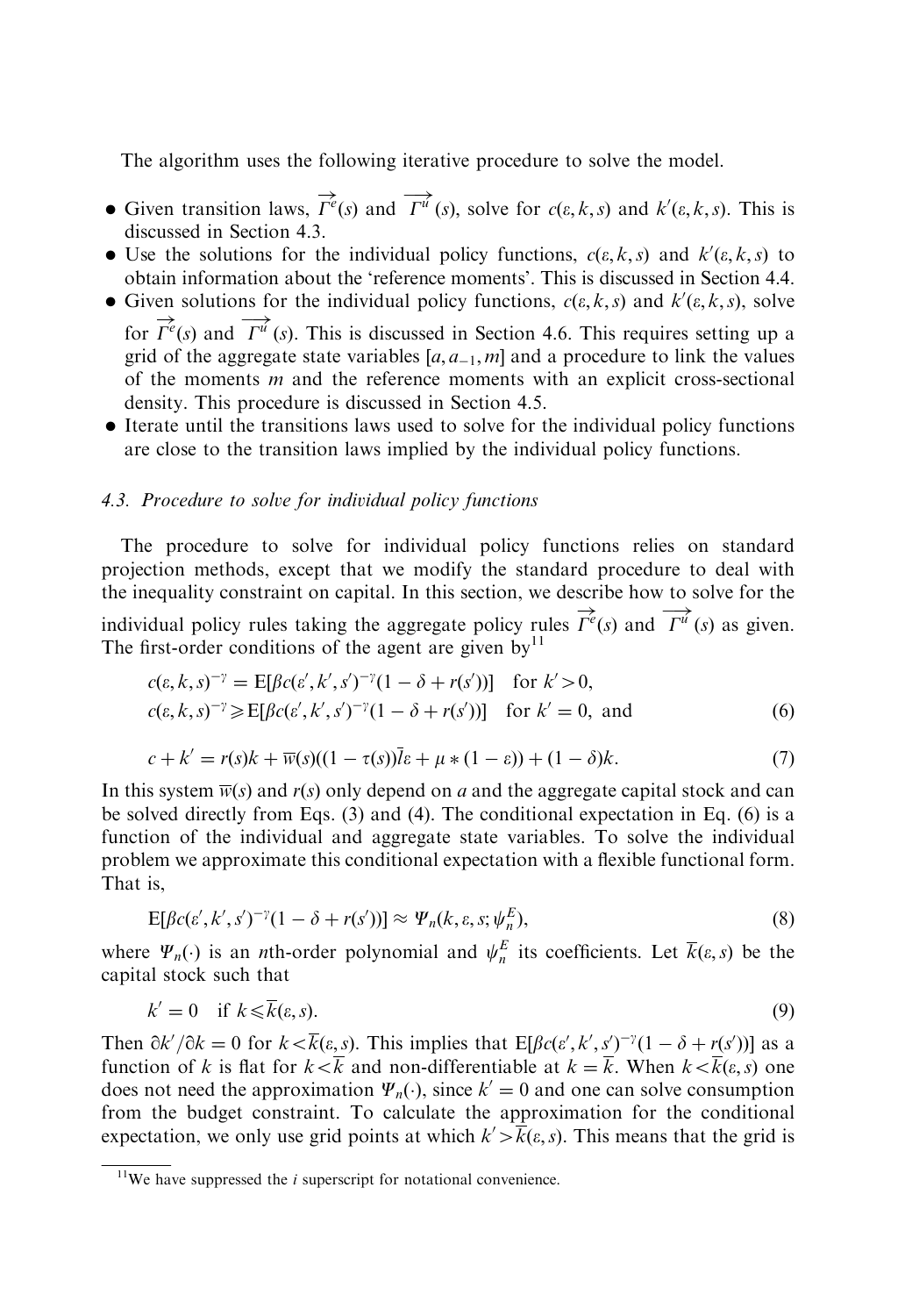The algorithm uses the following iterative procedure to solve the model.

- Given transition laws, $\overrightarrow{\Gamma^e}(s)$ and $\overrightarrow{\Gamma^u}(s)$, solve for $c(\varepsilon, k, s)$ and $k'(\varepsilon, k, s)$. This is discussed in Section 4.3.
- Use the solutions for the individual policy functions, $c(\varepsilon, k, s)$ and $k'(\varepsilon, k, s)$ to obtain information about the 'reference moments'. This is discussed in Section 4.4.
- Given solutions for the individual policy functions, $c(\varepsilon, k, s)$ and $k'(\varepsilon, k, s)$, solve for $\overrightarrow{\Gamma^e}(s)$ and $\overrightarrow{\Gamma^u}(s)$. This is discussed in Section 4.6. This requires setting up a grid of the aggregate state variables $[a, a_{-1}, m]$ and a procedure to link the values of the moments $m$ and the reference moments with an explicit cross-sectional density. This procedure is discussed in Section 4.5.
- Iterate until the transitions laws used to solve for the individual policy functions are close to the transition laws implied by the individual policy functions.

### 4.3. *Procedure to solve for individual policy functions*

The procedure to solve for individual policy functions relies on standard projection methods, except that we modify the standard procedure to deal with the inequality constraint on capital. In this section, we describe how to solve for the individual policy rules taking the aggregate policy rules $\overrightarrow{\Gamma^e}(s)$ and $\overrightarrow{\Gamma^u}(s)$ as given. The first-order conditions of the agent are given by[11]

$$
\begin{aligned}
c(\varepsilon, k, s)^{-\gamma} &= \mathrm{E}[\beta c(\varepsilon', k', s')^{-\gamma}(1 - \delta + r(s'))] \quad \text{for } k' > 0, \\
c(\varepsilon, k, s)^{-\gamma} &\geqslant \mathrm{E}[\beta c(\varepsilon', k', s')^{-\gamma}(1 - \delta + r(s'))] \quad \text{for } k' = 0, \text{ and}
\end{aligned}
\tag{6}
$$

$$
c + k' = r(s)k + \overline{w}(s)((1 - \tau(s))\overline{l}\varepsilon + \mu * (1 - \varepsilon)) + (1 - \delta)k. \tag{7}
$$

In this system $\overline{w}(s)$ and $r(s)$ only depend on $a$ and the aggregate capital stock and can be solved directly from Eqs. (3) and (4). The conditional expectation in Eq. (6) is a function of the individual and aggregate state variables. To solve the individual problem we approximate this conditional expectation with a flexible functional form. That is,

$$
\mathrm{E}[\beta c(\varepsilon', k', s')^{-\gamma}(1 - \delta + r(s'))] \approx \Psi_n(k, \varepsilon, s; \psi_n^E), \tag{8}
$$

where $\Psi_n(\cdot)$ is an $n$th-order polynomial and $\psi_n^E$ its coefficients. Let $\overline{k}(\varepsilon, s)$ be the capital stock such that

$$
k' = 0 \quad \text{if } k \leqslant \overline{k}(\varepsilon, s). \tag{9}
$$

Then $\partial k'/\partial k = 0$ for $k < \overline{k}(\varepsilon, s)$. This implies that $\mathrm{E}[\beta c(\varepsilon', k', s')^{-\gamma}(1 - \delta + r(s'))]$ as a function of $k$ is flat for $k < \overline{k}$ and non-differentiable at $k = \overline{k}$. When $k < \overline{k}(\varepsilon, s)$ one does not need the approximation $\Psi_n(\cdot)$, since $k' = 0$ and one can solve consumption from the budget constraint. To calculate the approximation for the conditional expectation, we only use grid points at which $k' > \overline{k}(\varepsilon, s)$. This means that the grid is

[11] We have suppressed the $i$ superscript for notational convenience.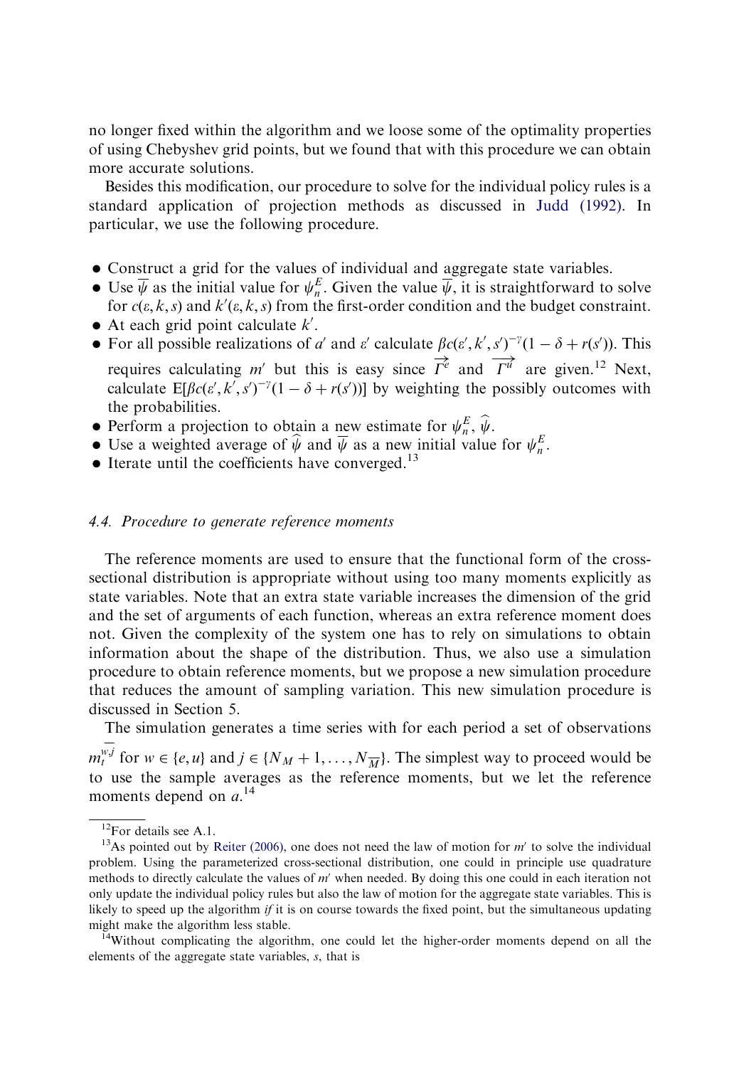no longer fixed within the algorithm and we loose some of the optimality properties of using Chebyshev grid points, but we found that with this procedure we can obtain more accurate solutions.

Besides this modification, our procedure to solve for the individual policy rules is a standard application of projection methods as discussed in Judd (1992). In particular, we use the following procedure.

- Construct a grid for the values of individual and aggregate state variables.
- Use $\overline{\psi}$ as the initial value for $\psi_n^E$. Given the value $\overline{\psi}$, it is straightforward to solve for $c(\varepsilon, k, s)$ and $k'(\varepsilon, k, s)$ from the first-order condition and the budget constraint.
- At each grid point calculate $k'$.
- For all possible realizations of $a'$ and $\varepsilon'$ calculate $\beta c(\varepsilon', k', s')^{-\gamma}(1 - \delta + r(s'))$. This requires calculating $m'$ but this is easy since $\overrightarrow{\Gamma^e}$ and $\overrightarrow{\Gamma^u}$ are given.[12] Next, calculate $\mathrm{E}[\beta c(\varepsilon', k', s')^{-\gamma}(1 - \delta + r(s'))]$ by weighting the possibly outcomes with the probabilities.
- Perform a projection to obtain a new estimate for $\psi_n^E$, $\widehat{\psi}$.
- Use a weighted average of $\widehat{\psi}$ and $\overline{\psi}$ as a new initial value for $\psi_n^E$.
- Iterate until the coefficients have converged.[13]

### 4.4. Procedure to generate reference moments

The reference moments are used to ensure that the functional form of the cross-sectional distribution is appropriate without using too many moments explicitly as state variables. Note that an extra state variable increases the dimension of the grid and the set of arguments of each function, whereas an extra reference moment does not. Given the complexity of the system one has to rely on simulations to obtain information about the shape of the distribution. Thus, we also use a simulation procedure to obtain reference moments, but we propose a new simulation procedure that reduces the amount of sampling variation. This new simulation procedure is discussed in Section 5.

The simulation generates a time series with for each period a set of observations $\overline{m_t^{w,j}}$ for $w \in \{e, u\}$ and $j \in \{N_M + 1, \ldots, N_{\overline{M}}\}$. The simplest way to proceed would be to use the sample averages as the reference moments, but we let the reference moments depend on $a$.[14]

---

[12] For details see A.1.

[13] As pointed out by Reiter (2006), one does not need the law of motion for $m'$ to solve the individual problem. Using the parameterized cross-sectional distribution, one could in principle use quadrature methods to directly calculate the values of $m'$ when needed. By doing this one could in each iteration not only update the individual policy rules but also the law of motion for the aggregate state variables. This is likely to speed up the algorithm *if* it is on course towards the fixed point, but the simultaneous updating might make the algorithm less stable.

[14] Without complicating the algorithm, one could let the higher-order moments depend on all the elements of the aggregate state variables, $s$, that is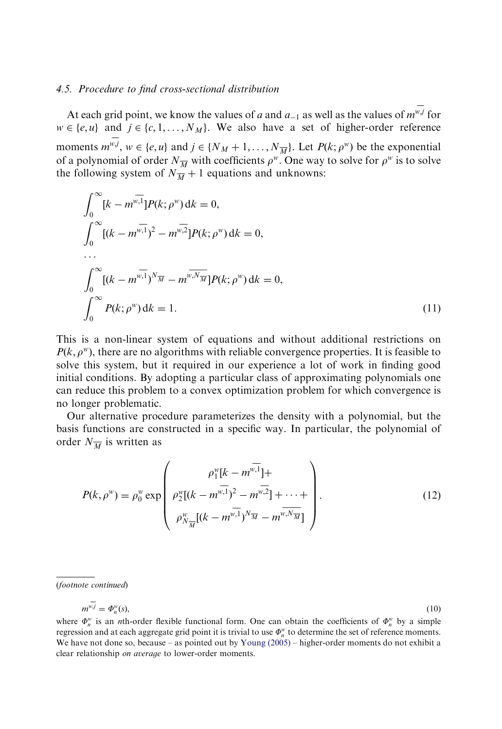### 4.5. *Procedure to find cross-sectional distribution*

At each grid point, we know the values of $a$ and $a_{-1}$ as well as the values of $\overline{m^{w,j}}$ for $w \in \{e, u\}$ and $j \in \{c, 1, \ldots, N_M\}$. We also have a set of higher-order reference moments $\overline{m^{w,j}}$, $w \in \{e, u\}$ and $j \in \{N_M + 1, \ldots, N_{\overline{M}}\}$. Let $P(k; \rho^w)$ be the exponential of a polynomial of order $N_{\overline{M}}$ with coefficients $\rho^w$. One way to solve for $\rho^w$ is to solve the following system of $N_{\overline{M}} + 1$ equations and unknowns:

$$
\begin{aligned}
&\int_0^\infty [k - \overline{m^{w,1}}] P(k; \rho^w) \, \mathrm{d}k = 0, \\
&\int_0^\infty [(k - \overline{m^{w,1}})^2 - \overline{m^{w,2}}] P(k; \rho^w) \, \mathrm{d}k = 0, \\
&\ldots \\
&\int_0^\infty [(k - \overline{m^{w,1}})^{N_{\overline{M}}} - \overline{m^{w,N_{\overline{M}}}}] P(k; \rho^w) \, \mathrm{d}k = 0, \\
&\int_0^\infty P(k; \rho^w) \, \mathrm{d}k = 1.
\end{aligned}
\tag{11}
$$

This is a non-linear system of equations and without additional restrictions on $P(k, \rho^w)$, there are no algorithms with reliable convergence properties. It is feasible to solve this system, but it required in our experience a lot of work in finding good initial conditions. By adopting a particular class of approximating polynomials one can reduce this problem to a convex optimization problem for which convergence is no longer problematic.

Our alternative procedure parameterizes the density with a polynomial, but the basis functions are constructed in a specific way. In particular, the polynomial of order $N_{\overline{M}}$ is written as

$$
P(k, \rho^w) = \rho_0^w \exp \begin{pmatrix} \rho_1^w [k - \overline{m^{w,1}}] + \\ \rho_2^w [(k - \overline{m^{w,1}})^2 - \overline{m^{w,2}}] + \cdots + \\ \rho_{N_{\overline{M}}}^w [(k - \overline{m^{w,1}})^{N_{\overline{M}}} - \overline{m^{w,N_{\overline{M}}}}] \end{pmatrix}. \tag{12}
$$

---

(*footnote continued*)

$$
\overline{m^{w,j}} = \Phi_n^w(s), \tag{10}
$$

where $\Phi_n^w$ is an $n$th-order flexible functional form. One can obtain the coefficients of $\Phi_n^w$ by a simple regression and at each aggregate grid point it is trivial to use $\Phi_n^w$ to determine the set of reference moments. We have not done so, because – as pointed out by Young (2005) – higher-order moments do not exhibit a clear relationship *on average* to lower-order moments.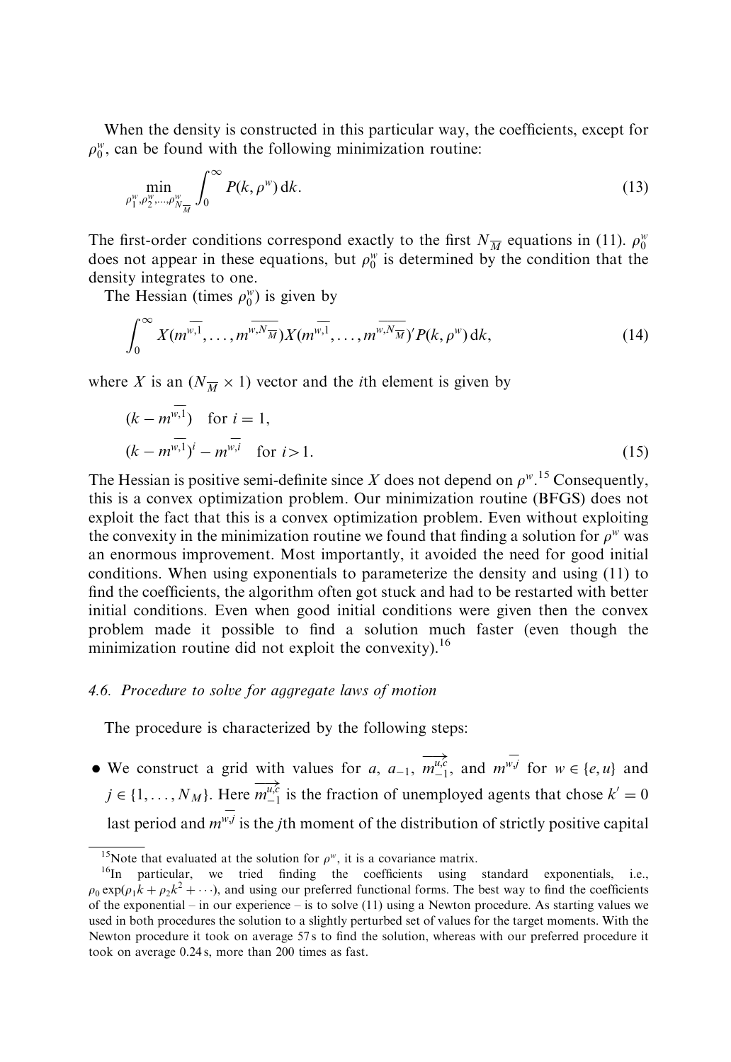When the density is constructed in this particular way, the coefficients, except for $\rho_0^w$, can be found with the following minimization routine:

$$\min_{\rho_1^w, \rho_2^w, \ldots, \rho_{N_{\overline{M}}}^w} \int_0^\infty P(k, \rho^w)\, \mathrm{d}k. \tag{13}$$

The first-order conditions correspond exactly to the first $N_{\overline{M}}$ equations in (11). $\rho_0^w$ does not appear in these equations, but $\rho_0^w$ is determined by the condition that the density integrates to one.

The Hessian (times $\rho_0^w$) is given by

$$\int_0^\infty X(\overline{m^{w,1}}, \ldots, \overline{m^{w,N_{\overline{M}}}}) X(\overline{m^{w,1}}, \ldots, \overline{m^{w,N_{\overline{M}}}})' P(k, \rho^w)\, \mathrm{d}k, \tag{14}$$

where $X$ is an $(N_{\overline{M}} \times 1)$ vector and the $i$th element is given by

$$\begin{aligned} &(k - \overline{m^{w,1}}) \quad \text{for } i = 1, \\ &(k - \overline{m^{w,1}})^i - \overline{m^{w,i}} \quad \text{for } i > 1. \end{aligned} \tag{15}$$

The Hessian is positive semi-definite since $X$ does not depend on $\rho^w$.[15] Consequently, this is a convex optimization problem. Our minimization routine (BFGS) does not exploit the fact that this is a convex optimization problem. Even without exploiting the convexity in the minimization routine we found that finding a solution for $\rho^w$ was an enormous improvement. Most importantly, it avoided the need for good initial conditions. When using exponentials to parameterize the density and using (11) to find the coefficients, the algorithm often got stuck and had to be restarted with better initial conditions. Even when good initial conditions were given then the convex problem made it possible to find a solution much faster (even though the minimization routine did not exploit the convexity).[16]

### 4.6. Procedure to solve for aggregate laws of motion

The procedure is characterized by the following steps:

- We construct a grid with values for $a$, $a_{-1}$, $\overrightarrow{m_{-1}^{u,c}}$, and $\overline{m^{w,j}}$ for $w \in \{e, u\}$ and $j \in \{1, \ldots, N_M\}$. Here $\overrightarrow{m_{-1}^{u,c}}$ is the fraction of unemployed agents that chose $k' = 0$ last period and $\overline{m^{w,j}}$ is the $j$th moment of the distribution of strictly positive capital

---

[15] Note that evaluated at the solution for $\rho^w$, it is a covariance matrix.

[16] In particular, we tried finding the coefficients using standard exponentials, i.e., $\rho_0 \exp(\rho_1 k + \rho_2 k^2 + \cdots)$, and using our preferred functional forms. The best way to find the coefficients of the exponential – in our experience – is to solve (11) using a Newton procedure. As starting values we used in both procedures the solution to a slightly perturbed set of values for the target moments. With the Newton procedure it took on average 57 s to find the solution, whereas with our preferred procedure it took on average 0.24 s, more than 200 times as fast.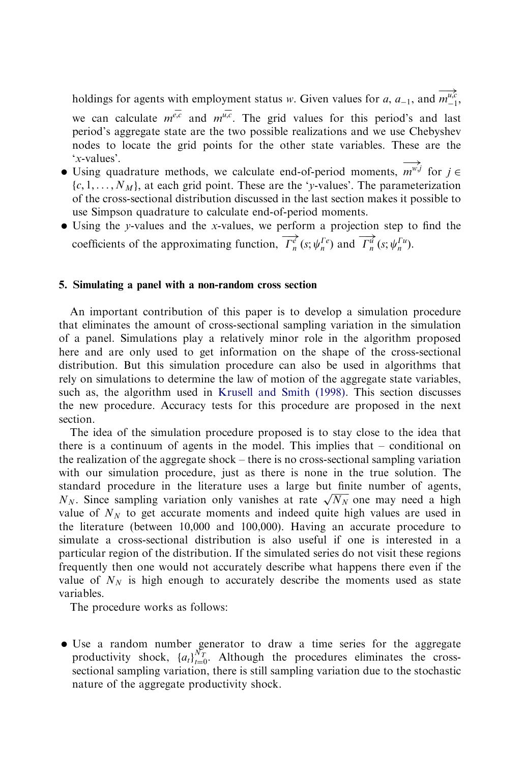holdings for agents with employment status $w$. Given values for $a$, $a_{-1}$, and $\overrightarrow{m_{-1}^{u,c}}$, we can calculate $\overline{m^{e,c}}$ and $\overline{m^{u,c}}$. The grid values for this period's and last period's aggregate state are the two possible realizations and we use Chebyshev nodes to locate the grid points for the other state variables. These are the '$x$-values'.

- Using quadrature methods, we calculate end-of-period moments, $\overrightarrow{m^{w,j}}$ for $j \in \{c, 1, \ldots, N_M\}$, at each grid point. These are the '$y$-values'. The parameterization of the cross-sectional distribution discussed in the last section makes it possible to use Simpson quadrature to calculate end-of-period moments.
- Using the $y$-values and the $x$-values, we perform a projection step to find the coefficients of the approximating function, $\overrightarrow{\Gamma_n^{e}}(s; \psi_n^{\Gamma e})$ and $\overrightarrow{\Gamma_n^{u}}(s; \psi_n^{\Gamma u})$.

## 5. Simulating a panel with a non-random cross section

An important contribution of this paper is to develop a simulation procedure that eliminates the amount of cross-sectional sampling variation in the simulation of a panel. Simulations play a relatively minor role in the algorithm proposed here and are only used to get information on the shape of the cross-sectional distribution. But this simulation procedure can also be used in algorithms that rely on simulations to determine the law of motion of the aggregate state variables, such as, the algorithm used in Krusell and Smith (1998). This section discusses the new procedure. Accuracy tests for this procedure are proposed in the next section.

The idea of the simulation procedure proposed is to stay close to the idea that there is a continuum of agents in the model. This implies that – conditional on the realization of the aggregate shock – there is no cross-sectional sampling variation with our simulation procedure, just as there is none in the true solution. The standard procedure in the literature uses a large but finite number of agents, $N_N$. Since sampling variation only vanishes at rate $\sqrt{N_N}$ one may need a high value of $N_N$ to get accurate moments and indeed quite high values are used in the literature (between 10,000 and 100,000). Having an accurate procedure to simulate a cross-sectional distribution is also useful if one is interested in a particular region of the distribution. If the simulated series do not visit these regions frequently then one would not accurately describe what happens there even if the value of $N_N$ is high enough to accurately describe the moments used as state variables.

The procedure works as follows:

- Use a random number generator to draw a time series for the aggregate productivity shock, $\{a_t\}_{t=0}^{N_T}$. Although the procedures eliminates the cross-sectional sampling variation, there is still sampling variation due to the stochastic nature of the aggregate productivity shock.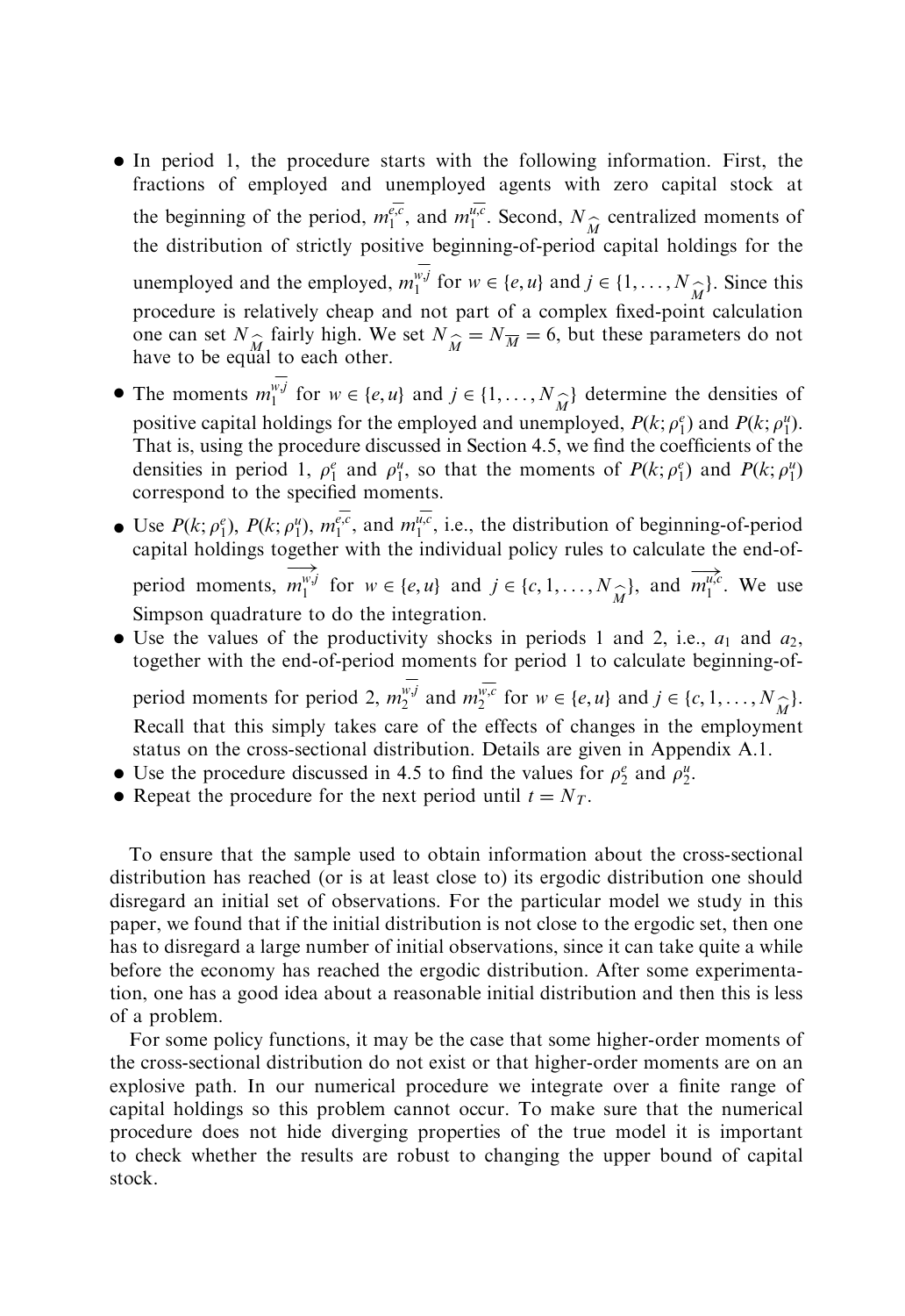- In period 1, the procedure starts with the following information. First, the fractions of employed and unemployed agents with zero capital stock at the beginning of the period, $m_1^{\overline{e,c}}$, and $m_1^{\overline{u,c}}$. Second, $N_{\widehat{M}}$ centralized moments of the distribution of strictly positive beginning-of-period capital holdings for the unemployed and the employed, $m_1^{\overline{w,j}}$ for $w \in \{e, u\}$ and $j \in \{1, \ldots, N_{\widehat{M}}\}$. Since this procedure is relatively cheap and not part of a complex fixed-point calculation one can set $N_{\widehat{M}}$ fairly high. We set $N_{\widehat{M}} = N_{\overline{M}} = 6$, but these parameters do not have to be equal to each other.
- The moments $m_1^{\overline{w,j}}$ for $w \in \{e, u\}$ and $j \in \{1, \ldots, N_{\widehat{M}}\}$ determine the densities of positive capital holdings for the employed and unemployed, $P(k; \rho_1^e)$ and $P(k; \rho_1^u)$. That is, using the procedure discussed in Section 4.5, we find the coefficients of the densities in period 1, $\rho_1^e$ and $\rho_1^u$, so that the moments of $P(k; \rho_1^e)$ and $P(k; \rho_1^u)$ correspond to the specified moments.
- Use $P(k; \rho_1^e)$, $P(k; \rho_1^u)$, $m_1^{\overline{e,c}}$, and $m_1^{\overline{u,c}}$, i.e., the distribution of beginning-of-period capital holdings together with the individual policy rules to calculate the end-of-period moments, $\overrightarrow{m_1^{w,j}}$ for $w \in \{e, u\}$ and $j \in \{c, 1, \ldots, N_{\widehat{M}}\}$, and $\overrightarrow{m_1^{u,c}}$. We use Simpson quadrature to do the integration.
- Use the values of the productivity shocks in periods 1 and 2, i.e., $a_1$ and $a_2$, together with the end-of-period moments for period 1 to calculate beginning-of-period moments for period 2, $m_2^{\overline{w,j}}$ and $m_2^{\overline{w,c}}$ for $w \in \{e, u\}$ and $j \in \{c, 1, \ldots, N_{\widehat{M}}\}$. Recall that this simply takes care of the effects of changes in the employment status on the cross-sectional distribution. Details are given in Appendix A.1.
- Use the procedure discussed in 4.5 to find the values for $\rho_2^e$ and $\rho_2^u$.
- Repeat the procedure for the next period until $t = N_T$.

To ensure that the sample used to obtain information about the cross-sectional distribution has reached (or is at least close to) its ergodic distribution one should disregard an initial set of observations. For the particular model we study in this paper, we found that if the initial distribution is not close to the ergodic set, then one has to disregard a large number of initial observations, since it can take quite a while before the economy has reached the ergodic distribution. After some experimentation, one has a good idea about a reasonable initial distribution and then this is less of a problem.

For some policy functions, it may be the case that some higher-order moments of the cross-sectional distribution do not exist or that higher-order moments are on an explosive path. In our numerical procedure we integrate over a finite range of capital holdings so this problem cannot occur. To make sure that the numerical procedure does not hide diverging properties of the true model it is important to check whether the results are robust to changing the upper bound of capital stock.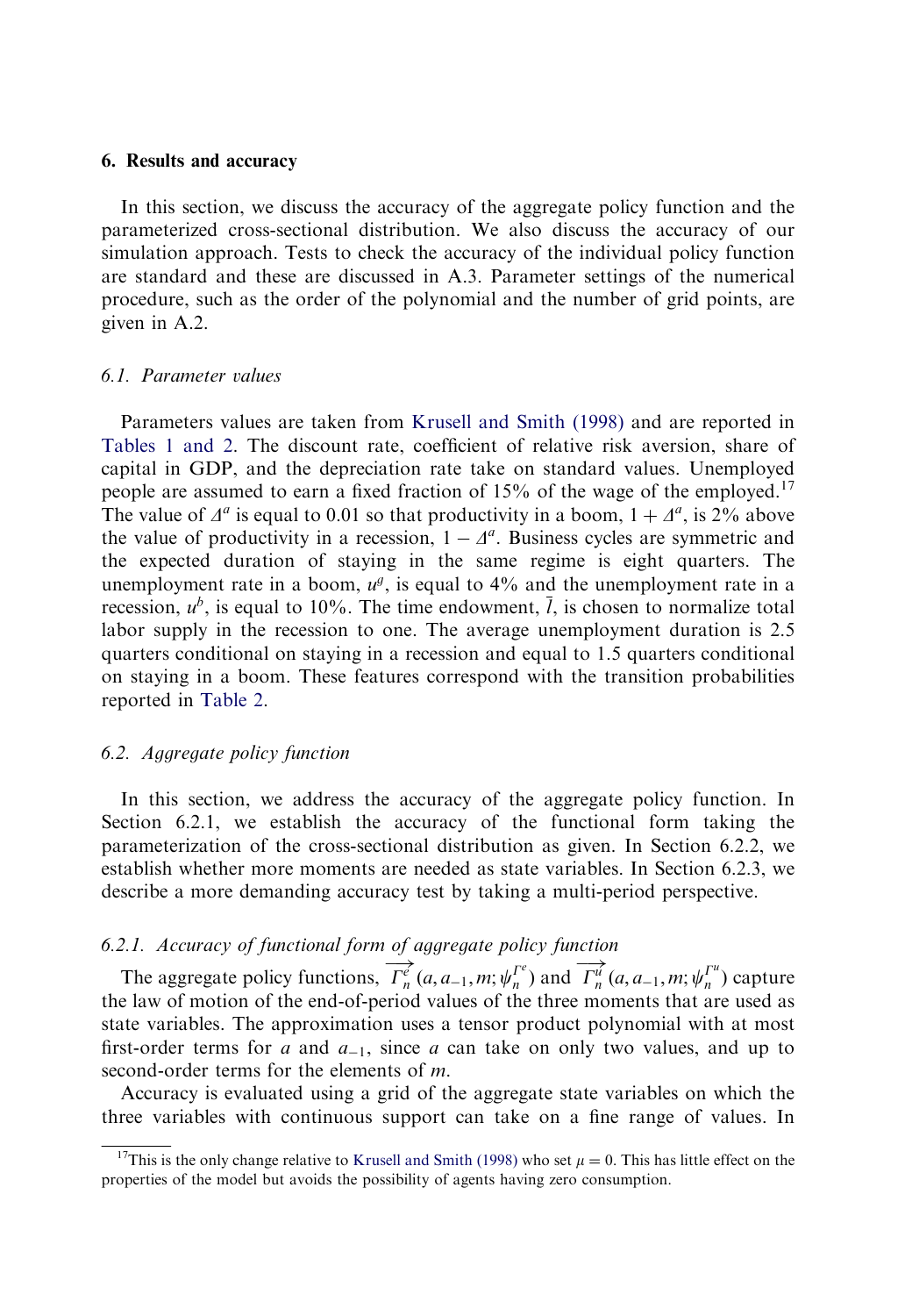## 6. Results and accuracy

In this section, we discuss the accuracy of the aggregate policy function and the parameterized cross-sectional distribution. We also discuss the accuracy of our simulation approach. Tests to check the accuracy of the individual policy function are standard and these are discussed in A.3. Parameter settings of the numerical procedure, such as the order of the polynomial and the number of grid points, are given in A.2.

### 6.1. Parameter values

Parameters values are taken from Krusell and Smith (1998) and are reported in Tables 1 and 2. The discount rate, coefficient of relative risk aversion, share of capital in GDP, and the depreciation rate take on standard values. Unemployed people are assumed to earn a fixed fraction of 15% of the wage of the employed.[17] The value of $\Delta^a$ is equal to 0.01 so that productivity in a boom, $1 + \Delta^a$, is 2% above the value of productivity in a recession, $1 - \Delta^a$. Business cycles are symmetric and the expected duration of staying in the same regime is eight quarters. The unemployment rate in a boom, $u^g$, is equal to 4% and the unemployment rate in a recession, $u^b$, is equal to 10%. The time endowment, $\bar{l}$, is chosen to normalize total labor supply in the recession to one. The average unemployment duration is 2.5 quarters conditional on staying in a recession and equal to 1.5 quarters conditional on staying in a boom. These features correspond with the transition probabilities reported in Table 2.

### 6.2. Aggregate policy function

In this section, we address the accuracy of the aggregate policy function. In Section 6.2.1, we establish the accuracy of the functional form taking the parameterization of the cross-sectional distribution as given. In Section 6.2.2, we establish whether more moments are needed as state variables. In Section 6.2.3, we describe a more demanding accuracy test by taking a multi-period perspective.

#### 6.2.1. Accuracy of functional form of aggregate policy function

The aggregate policy functions, $\overrightarrow{\Gamma_n^e}(a, a_{-1}, m; \psi_n^{\Gamma^e})$ and $\overrightarrow{\Gamma_n^u}(a, a_{-1}, m; \psi_n^{\Gamma^u})$ capture the law of motion of the end-of-period values of the three moments that are used as state variables. The approximation uses a tensor product polynomial with at most first-order terms for $a$ and $a_{-1}$, since $a$ can take on only two values, and up to second-order terms for the elements of $m$.

Accuracy is evaluated using a grid of the aggregate state variables on which the three variables with continuous support can take on a fine range of values. In

[17] This is the only change relative to Krusell and Smith (1998) who set $\mu = 0$. This has little effect on the properties of the model but avoids the possibility of agents having zero consumption.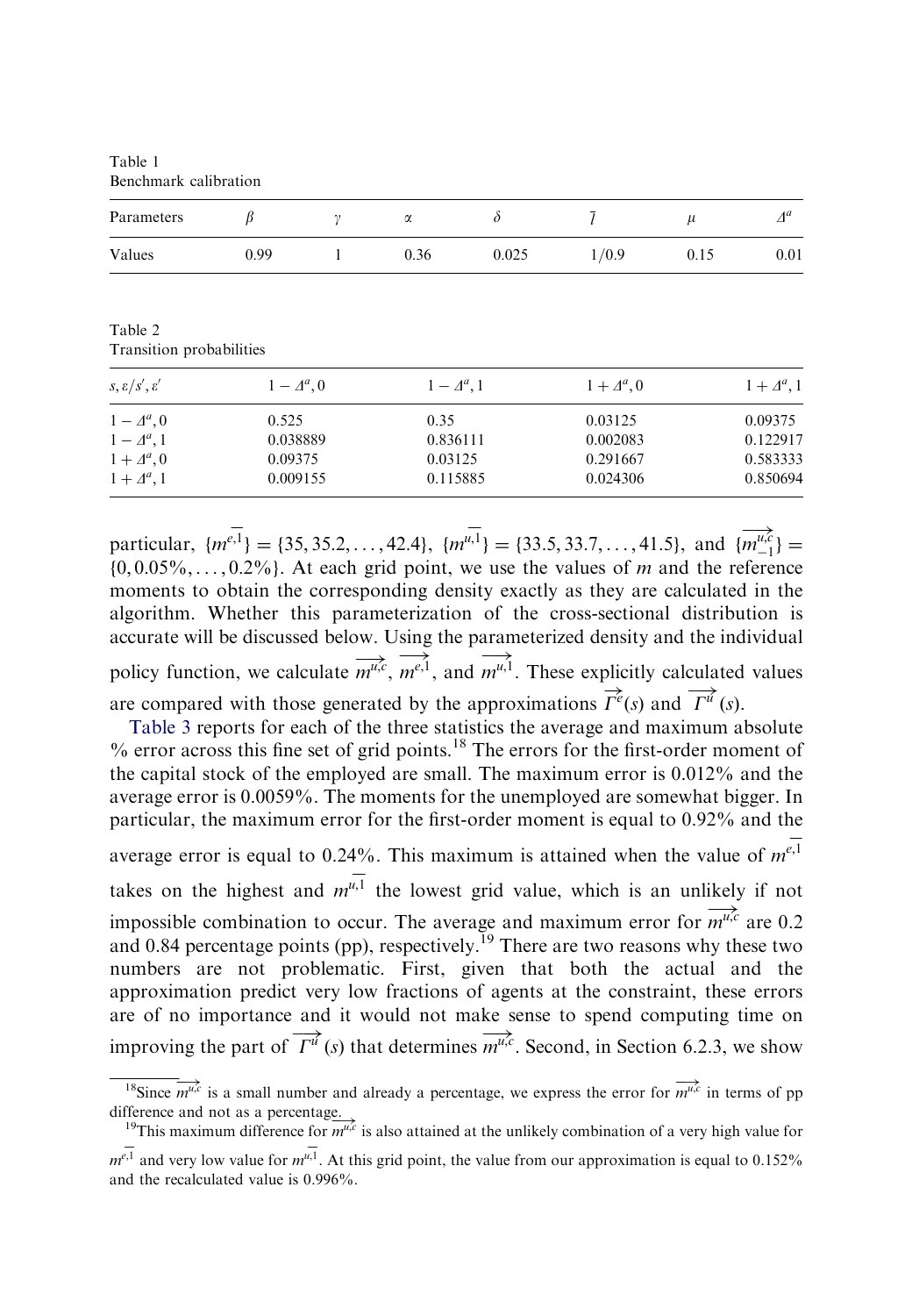Table 1
Benchmark calibration

| Parameters | $\beta$ | $\gamma$ | $\alpha$ | $\delta$ | $\bar{l}$ | $\mu$ | $\Delta^a$ |
|---|---|---|---|---|---|---|---|
| Values | 0.99 | 1 | 0.36 | 0.025 | 1/0.9 | 0.15 | 0.01 |

Table 2
Transition probabilities

| $s, \varepsilon / s', \varepsilon'$ | $1-\Delta^a, 0$ | $1-\Delta^a, 1$ | $1+\Delta^a, 0$ | $1+\Delta^a, 1$ |
|---|---|---|---|---|
| $1-\Delta^a, 0$ | 0.525 | 0.35 | 0.03125 | 0.09375 |
| $1-\Delta^a, 1$ | 0.038889 | 0.836111 | 0.002083 | 0.122917 |
| $1+\Delta^a, 0$ | 0.09375 | 0.03125 | 0.291667 | 0.583333 |
| $1+\Delta^a, 1$ | 0.009155 | 0.115885 | 0.024306 | 0.850694 |

particular, $\{\overline{m^{e,1}}\} = \{35, 35.2, \ldots, 42.4\}$, $\{\overline{m^{u,1}}\} = \{33.5, 33.7, \ldots, 41.5\}$, and $\{\overrightarrow{m_{-1}^{u,c}}\} = \{0, 0.05\%, \ldots, 0.2\%\}$. At each grid point, we use the values of $m$ and the reference moments to obtain the corresponding density exactly as they are calculated in the algorithm. Whether this parameterization of the cross-sectional distribution is accurate will be discussed below. Using the parameterized density and the individual policy function, we calculate $\overrightarrow{m^{u,c}}$, $\overrightarrow{m^{e,1}}$, and $\overrightarrow{m^{u,1}}$. These explicitly calculated values are compared with those generated by the approximations $\overrightarrow{\Gamma^e}(s)$ and $\overrightarrow{\Gamma^u}(s)$.

Table 3 reports for each of the three statistics the average and maximum absolute % error across this fine set of grid points.[18] The errors for the first-order moment of the capital stock of the employed are small. The maximum error is 0.012% and the average error is 0.0059%. The moments for the unemployed are somewhat bigger. In particular, the maximum error for the first-order moment is equal to 0.92% and the average error is equal to 0.24%. This maximum is attained when the value of $\overline{m^{e,1}}$ takes on the highest and $\overline{m^{u,1}}$ the lowest grid value, which is an unlikely if not impossible combination to occur. The average and maximum error for $\overrightarrow{m^{u,c}}$ are 0.2 and 0.84 percentage points (pp), respectively.[19] There are two reasons why these two numbers are not problematic. First, given that both the actual and the approximation predict very low fractions of agents at the constraint, these errors are of no importance and it would not make sense to spend computing time on improving the part of $\overrightarrow{\Gamma^u}(s)$ that determines $\overrightarrow{m^{u,c}}$. Second, in Section 6.2.3, we show

[18] Since $\overrightarrow{m^{u,c}}$ is a small number and already a percentage, we express the error for $\overrightarrow{m^{u,c}}$ in terms of pp difference and not as a percentage.

[19] This maximum difference for $\overrightarrow{m^{u,c}}$ is also attained at the unlikely combination of a very high value for $\overline{m^{e,1}}$ and very low value for $\overline{m^{u,1}}$. At this grid point, the value from our approximation is equal to 0.152% and the recalculated value is 0.996%.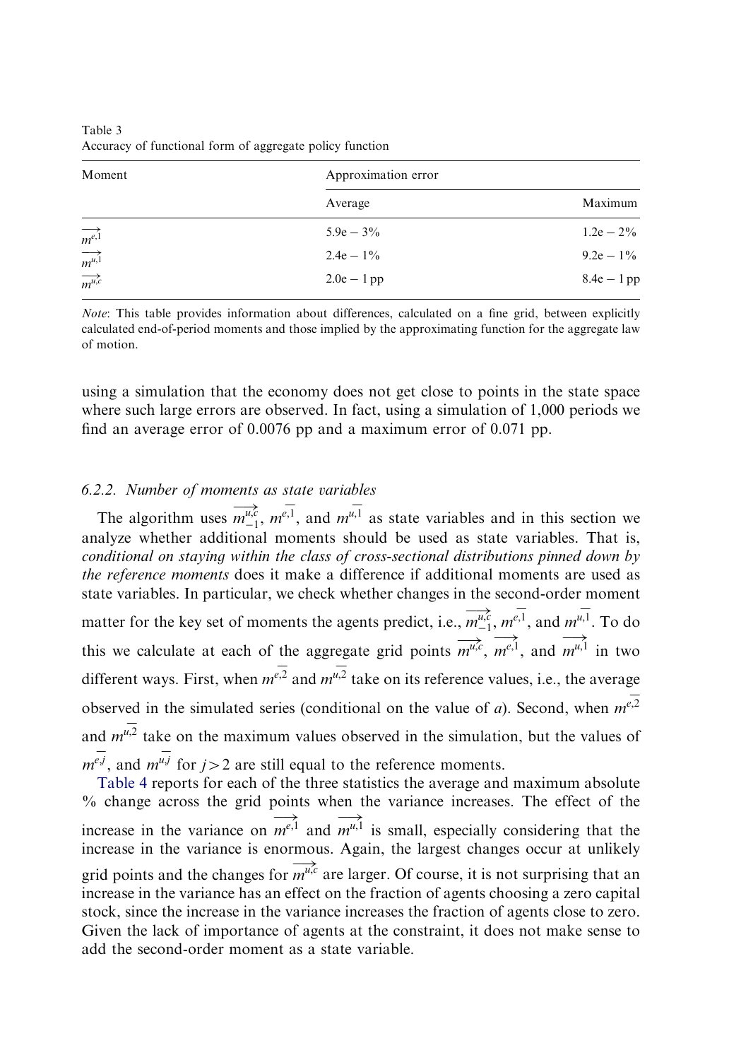Table 3
Accuracy of functional form of aggregate policy function

| Moment | Approximation error | |
|---|---|---|
| | Average | Maximum |
| $\overrightarrow{m^{e,1}}$ | 5.9e − 3% | 1.2e − 2% |
| $\overrightarrow{m^{u,1}}$ | 2.4e − 1% | 9.2e − 1% |
| $\overrightarrow{m^{u,c}}$ | 2.0e − 1 pp | 8.4e − 1 pp |

*Note*: This table provides information about differences, calculated on a fine grid, between explicitly calculated end-of-period moments and those implied by the approximating function for the aggregate law of motion.

using a simulation that the economy does not get close to points in the state space where such large errors are observed. In fact, using a simulation of 1,000 periods we find an average error of 0.0076 pp and a maximum error of 0.071 pp.

#### 6.2.2. Number of moments as state variables

The algorithm uses $\overrightarrow{m^{u,c}_{-1}}$, $\overline{m^{e,1}}$, and $\overline{m^{u,1}}$ as state variables and in this section we analyze whether additional moments should be used as state variables. That is, *conditional on staying within the class of cross-sectional distributions pinned down by the reference moments* does it make a difference if additional moments are used as state variables. In particular, we check whether changes in the second-order moment matter for the key set of moments the agents predict, i.e., $\overrightarrow{m^{u,c}_{-1}}$, $\overline{m^{e,1}}$, and $\overline{m^{u,1}}$. To do this we calculate at each of the aggregate grid points $\overrightarrow{m^{u,c}}$, $\overrightarrow{m^{e,1}}$, and $\overrightarrow{m^{u,1}}$ in two different ways. First, when $\overline{m^{e,2}}$ and $\overline{m^{u,2}}$ take on its reference values, i.e., the average observed in the simulated series (conditional on the value of $a$). Second, when $\overline{m^{e,2}}$ and $\overline{m^{u,2}}$ take on the maximum values observed in the simulation, but the values of $\overline{m^{e,j}}$, and $\overline{m^{u,j}}$ for $j>2$ are still equal to the reference moments.

Table 4 reports for each of the three statistics the average and maximum absolute % change across the grid points when the variance increases. The effect of the increase in the variance on $\overrightarrow{m^{e,1}}$ and $\overrightarrow{m^{u,1}}$ is small, especially considering that the increase in the variance is enormous. Again, the largest changes occur at unlikely grid points and the changes for $\overrightarrow{m^{u,c}}$ are larger. Of course, it is not surprising that an increase in the variance has an effect on the fraction of agents choosing a zero capital stock, since the increase in the variance increases the fraction of agents close to zero. Given the lack of importance of agents at the constraint, it does not make sense to add the second-order moment as a state variable.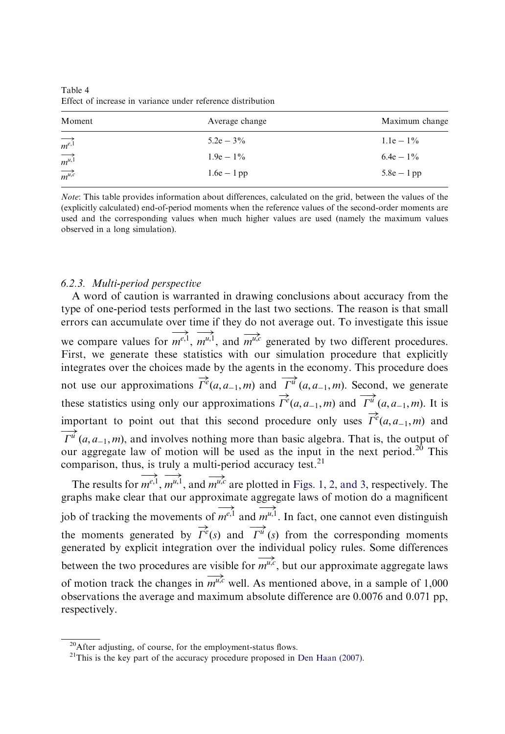Table 4
Effect of increase in variance under reference distribution

| Moment | Average change | Maximum change |
|---|---|---|
| $\overrightarrow{m^{e,1}}$ | 5.2e − 3% | 1.1e − 1% |
| $\overrightarrow{m^{u,1}}$ | 1.9e − 1% | 6.4e − 1% |
| $\overrightarrow{m^{u,c}}$ | 1.6e − 1 pp | 5.8e − 1 pp |

*Note*: This table provides information about differences, calculated on the grid, between the values of the (explicitly calculated) end-of-period moments when the reference values of the second-order moments are used and the corresponding values when much higher values are used (namely the maximum values observed in a long simulation).

### 6.2.3. *Multi-period perspective*

A word of caution is warranted in drawing conclusions about accuracy from the type of one-period tests performed in the last two sections. The reason is that small errors can accumulate over time if they do not average out. To investigate this issue we compare values for $\overrightarrow{m^{e,1}}$, $\overrightarrow{m^{u,1}}$, and $\overrightarrow{m^{u,c}}$ generated by two different procedures. First, we generate these statistics with our simulation procedure that explicitly integrates over the choices made by the agents in the economy. This procedure does not use our approximations $\overrightarrow{\Gamma^{e}}(a, a_{-1}, m)$ and $\overrightarrow{\Gamma^{u}}(a, a_{-1}, m)$. Second, we generate these statistics using only our approximations $\overrightarrow{\Gamma^{e}}(a, a_{-1}, m)$ and $\overrightarrow{\Gamma^{u}}(a, a_{-1}, m)$. It is important to point out that this second procedure only uses $\overrightarrow{\Gamma^{e}}(a, a_{-1}, m)$ and $\overrightarrow{\Gamma^{u}}(a, a_{-1}, m)$, and involves nothing more than basic algebra. That is, the output of our aggregate law of motion will be used as the input in the next period.[20] This comparison, thus, is truly a multi-period accuracy test.[21]

The results for $\overrightarrow{m^{e,1}}$, $\overrightarrow{m^{u,1}}$, and $\overrightarrow{m^{u,c}}$ are plotted in Figs. 1, 2, and 3, respectively. The graphs make clear that our approximate aggregate laws of motion do a magnificent job of tracking the movements of $\overrightarrow{m^{e,1}}$ and $\overrightarrow{m^{u,1}}$. In fact, one cannot even distinguish the moments generated by $\overrightarrow{\Gamma^{e}}(s)$ and $\overrightarrow{\Gamma^{u}}(s)$ from the corresponding moments generated by explicit integration over the individual policy rules. Some differences between the two procedures are visible for $\overrightarrow{m^{u,c}}$, but our approximate aggregate laws of motion track the changes in $\overrightarrow{m^{u,c}}$ well. As mentioned above, in a sample of 1,000 observations the average and maximum absolute difference are 0.0076 and 0.071 pp, respectively.

---

[20] After adjusting, of course, for the employment-status flows.

[21] This is the key part of the accuracy procedure proposed in Den Haan (2007).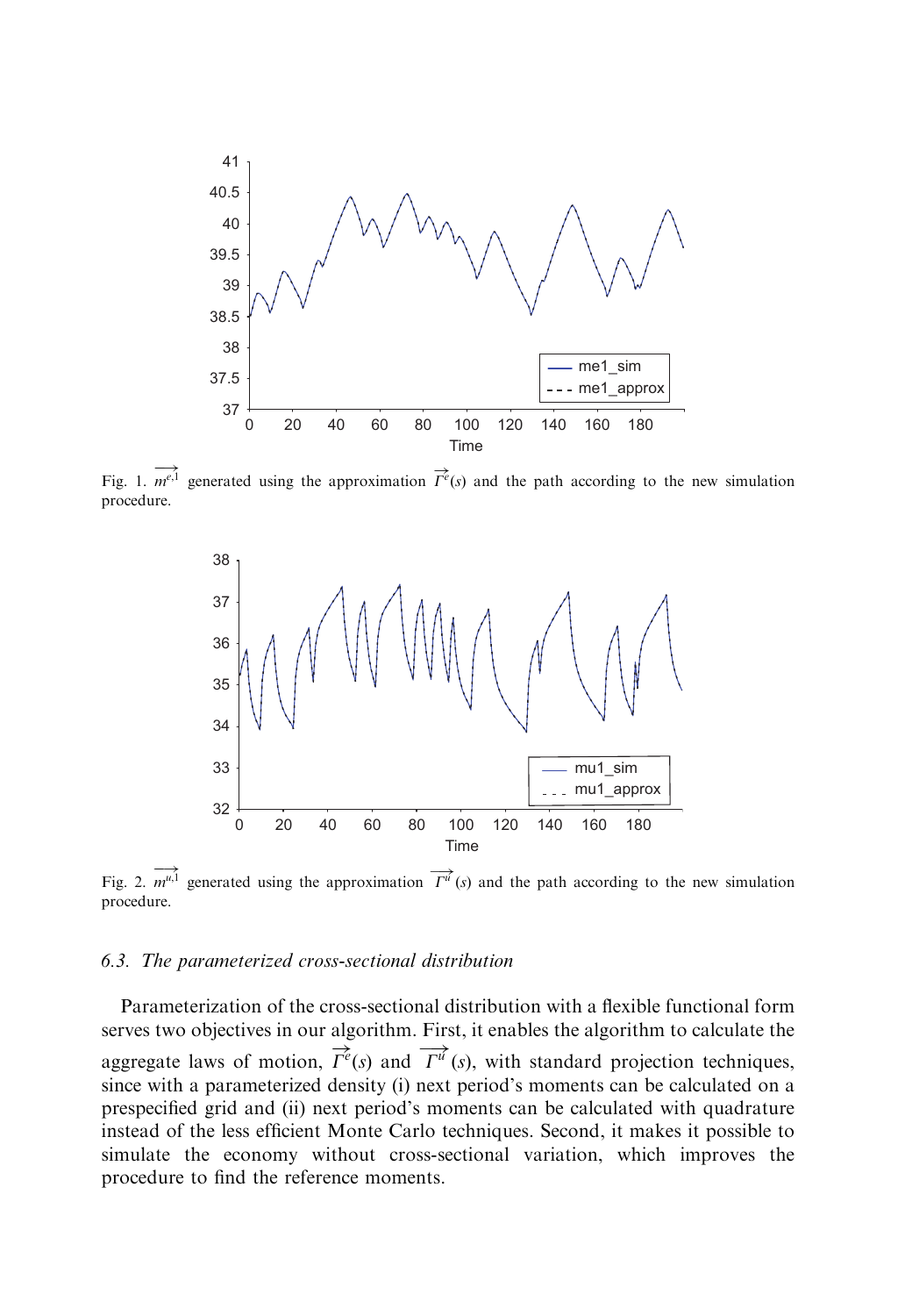Fig. 1. $\overrightarrow{m^{e,1}}$ generated using the approximation $\overrightarrow{\Gamma^{e}}(s)$ and the path according to the new simulation procedure.

Fig. 2. $\overrightarrow{m^{u,1}}$ generated using the approximation $\overrightarrow{\Gamma^{u}}(s)$ and the path according to the new simulation procedure.

### 6.3. *The parameterized cross-sectional distribution*

Parameterization of the cross-sectional distribution with a flexible functional form serves two objectives in our algorithm. First, it enables the algorithm to calculate the aggregate laws of motion, $\overrightarrow{\Gamma^{e}}(s)$ and $\overrightarrow{\Gamma^{u}}(s)$, with standard projection techniques, since with a parameterized density (i) next period's moments can be calculated on a prespecified grid and (ii) next period's moments can be calculated with quadrature instead of the less efficient Monte Carlo techniques. Second, it makes it possible to simulate the economy without cross-sectional variation, which improves the procedure to find the reference moments.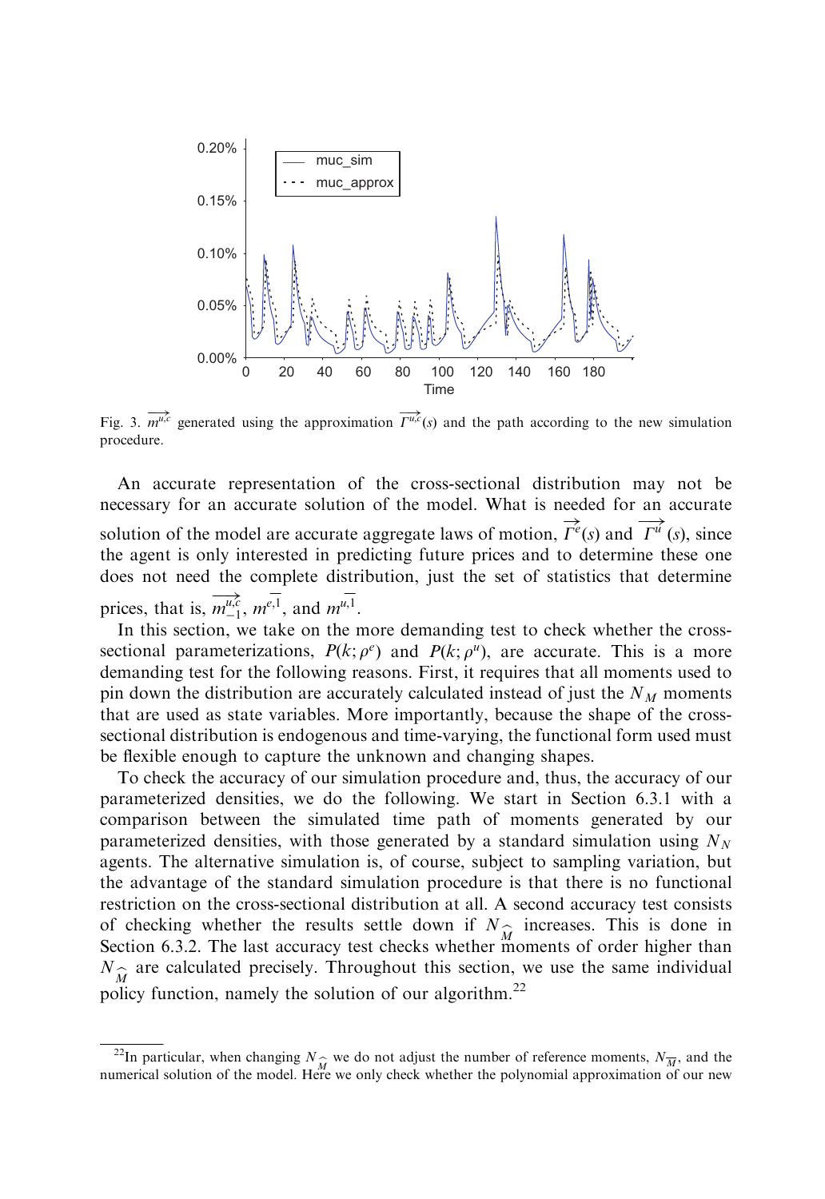Fig. 3. $\overrightarrow{m^{u,c}}$ generated using the approximation $\overrightarrow{\Gamma^{u,c}}(s)$ and the path according to the new simulation procedure.

An accurate representation of the cross-sectional distribution may not be necessary for an accurate solution of the model. What is needed for an accurate solution of the model are accurate aggregate laws of motion, $\overrightarrow{\Gamma^{e}}(s)$ and $\overrightarrow{\Gamma^{u}}(s)$, since the agent is only interested in predicting future prices and to determine these one does not need the complete distribution, just the set of statistics that determine prices, that is, $\overrightarrow{m^{u,c}_{-1}}$, $\overline{m^{e,1}}$, and $\overline{m^{u,1}}$.

In this section, we take on the more demanding test to check whether the cross-sectional parameterizations, $P(k;\rho^{e})$ and $P(k;\rho^{u})$, are accurate. This is a more demanding test for the following reasons. First, it requires that all moments used to pin down the distribution are accurately calculated instead of just the $N_M$ moments that are used as state variables. More importantly, because the shape of the cross-sectional distribution is endogenous and time-varying, the functional form used must be flexible enough to capture the unknown and changing shapes.

To check the accuracy of our simulation procedure and, thus, the accuracy of our parameterized densities, we do the following. We start in Section 6.3.1 with a comparison between the simulated time path of moments generated by our parameterized densities, with those generated by a standard simulation using $N_N$ agents. The alternative simulation is, of course, subject to sampling variation, but the advantage of the standard simulation procedure is that there is no functional restriction on the cross-sectional distribution at all. A second accuracy test consists of checking whether the results settle down if $N_{\widehat{M}}$ increases. This is done in Section 6.3.2. The last accuracy test checks whether moments of order higher than $N_{\widehat{M}}$ are calculated precisely. Throughout this section, we use the same individual policy function, namely the solution of our algorithm.[22]

[22]In particular, when changing $N_{\widehat{M}}$ we do not adjust the number of reference moments, $N_{\overline{M}}$, and the numerical solution of the model. Here we only check whether the polynomial approximation of our new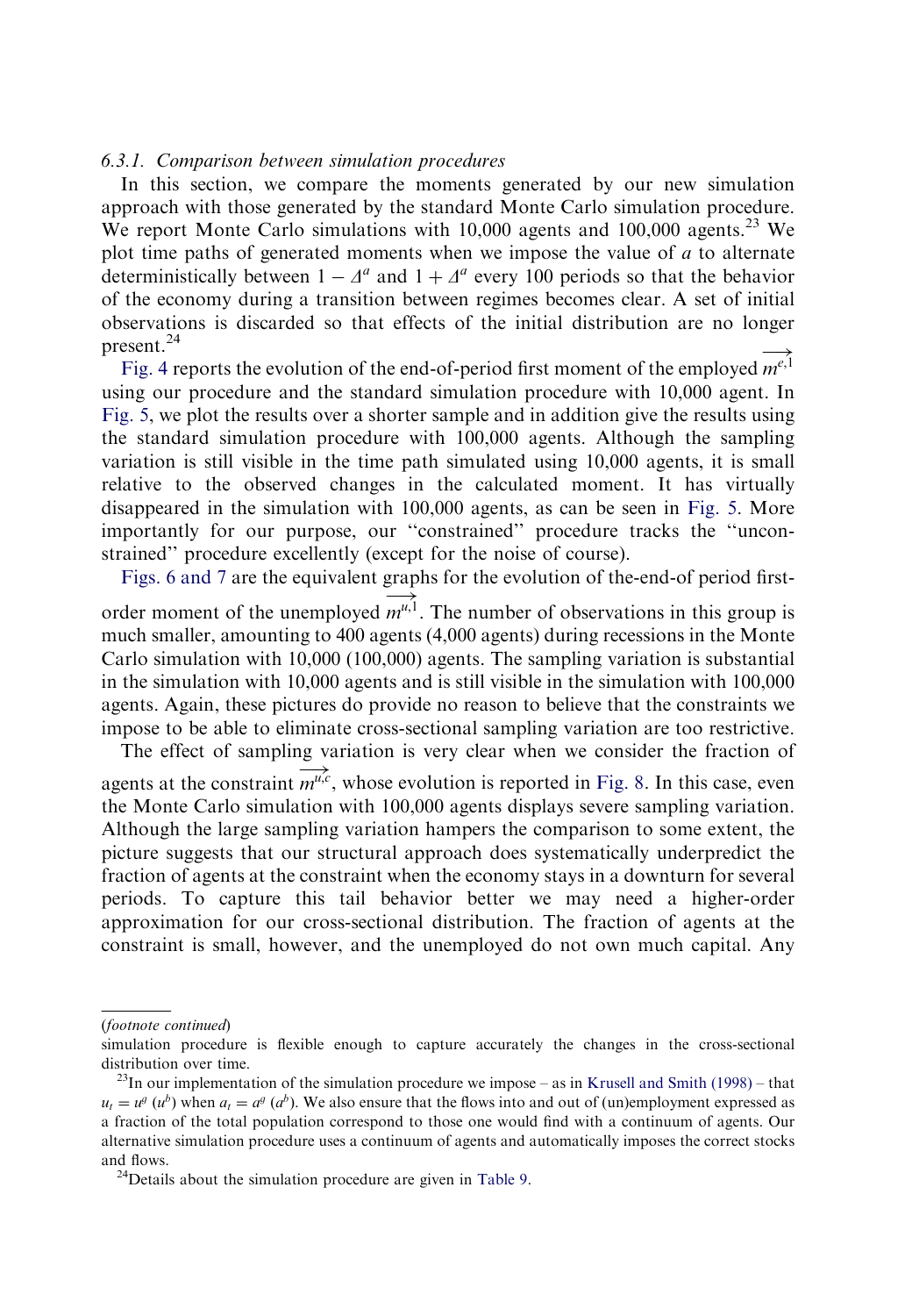### 6.3.1. Comparison between simulation procedures

In this section, we compare the moments generated by our new simulation approach with those generated by the standard Monte Carlo simulation procedure. We report Monte Carlo simulations with 10,000 agents and 100,000 agents.[23] We plot time paths of generated moments when we impose the value of $a$ to alternate deterministically between $1 - \Delta^a$ and $1 + \Delta^a$ every 100 periods so that the behavior of the economy during a transition between regimes becomes clear. A set of initial observations is discarded so that effects of the initial distribution are no longer present.[24]

Fig. 4 reports the evolution of the end-of-period first moment of the employed $\overrightarrow{m^{e,1}}$ using our procedure and the standard simulation procedure with 10,000 agent. In Fig. 5, we plot the results over a shorter sample and in addition give the results using the standard simulation procedure with 100,000 agents. Although the sampling variation is still visible in the time path simulated using 10,000 agents, it is small relative to the observed changes in the calculated moment. It has virtually disappeared in the simulation with 100,000 agents, as can be seen in Fig. 5. More importantly for our purpose, our ''constrained'' procedure tracks the ''unconstrained'' procedure excellently (except for the noise of course).

Figs. 6 and 7 are the equivalent graphs for the evolution of the-end-of period first-order moment of the unemployed $\overrightarrow{m^{u,1}}$. The number of observations in this group is much smaller, amounting to 400 agents (4,000 agents) during recessions in the Monte Carlo simulation with 10,000 (100,000) agents. The sampling variation is substantial in the simulation with 10,000 agents and is still visible in the simulation with 100,000 agents. Again, these pictures do provide no reason to believe that the constraints we impose to be able to eliminate cross-sectional sampling variation are too restrictive.

The effect of sampling variation is very clear when we consider the fraction of agents at the constraint $\overrightarrow{m^{u,c}}$, whose evolution is reported in Fig. 8. In this case, even the Monte Carlo simulation with 100,000 agents displays severe sampling variation. Although the large sampling variation hampers the comparison to some extent, the picture suggests that our structural approach does systematically underpredict the fraction of agents at the constraint when the economy stays in a downturn for several periods. To capture this tail behavior better we may need a higher-order approximation for our cross-sectional distribution. The fraction of agents at the constraint is small, however, and the unemployed do not own much capital. Any

---

(*footnote continued*)
simulation procedure is flexible enough to capture accurately the changes in the cross-sectional distribution over time.

[23] In our implementation of the simulation procedure we impose – as in Krusell and Smith (1998) – that $u_t = u^g$ ($u^b$) when $a_t = a^g$ ($a^b$). We also ensure that the flows into and out of (un)employment expressed as a fraction of the total population correspond to those one would find with a continuum of agents. Our alternative simulation procedure uses a continuum of agents and automatically imposes the correct stocks and flows.

[24] Details about the simulation procedure are given in Table 9.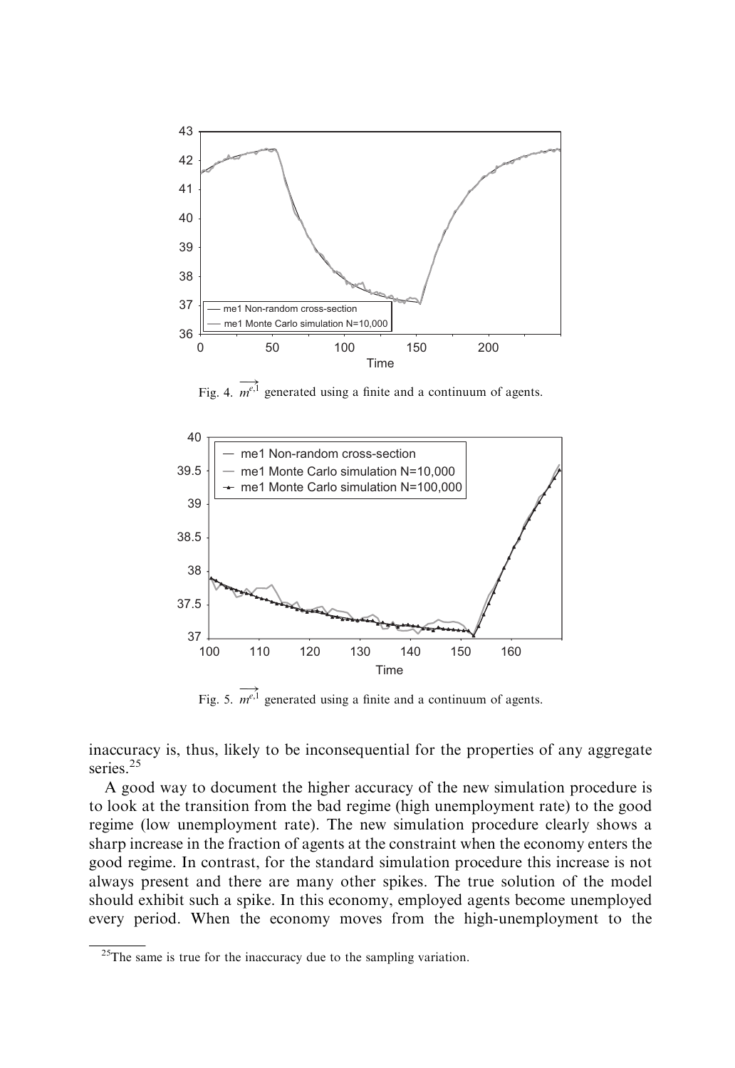Fig. 4. $\overrightarrow{m^{e,1}}$ generated using a finite and a continuum of agents.

Fig. 5. $\overrightarrow{m^{e,1}}$ generated using a finite and a continuum of agents.

inaccuracy is, thus, likely to be inconsequential for the properties of any aggregate series.[25]

A good way to document the higher accuracy of the new simulation procedure is to look at the transition from the bad regime (high unemployment rate) to the good regime (low unemployment rate). The new simulation procedure clearly shows a sharp increase in the fraction of agents at the constraint when the economy enters the good regime. In contrast, for the standard simulation procedure this increase is not always present and there are many other spikes. The true solution of the model should exhibit such a spike. In this economy, employed agents become unemployed every period. When the economy moves from the high-unemployment to the

[25]The same is true for the inaccuracy due to the sampling variation.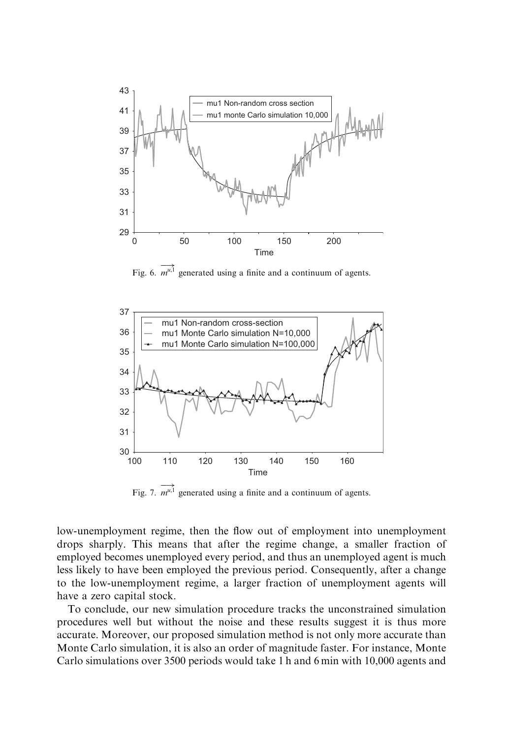Fig. 6. $\overrightarrow{m^{u,1}}$ generated using a finite and a continuum of agents.

Fig. 7. $\overrightarrow{m^{u,1}}$ generated using a finite and a continuum of agents.

low-unemployment regime, then the flow out of employment into unemployment drops sharply. This means that after the regime change, a smaller fraction of employed becomes unemployed every period, and thus an unemployed agent is much less likely to have been employed the previous period. Consequently, after a change to the low-unemployment regime, a larger fraction of unemployment agents will have a zero capital stock.

To conclude, our new simulation procedure tracks the unconstrained simulation procedures well but without the noise and these results suggest it is thus more accurate. Moreover, our proposed simulation method is not only more accurate than Monte Carlo simulation, it is also an order of magnitude faster. For instance, Monte Carlo simulations over 3500 periods would take 1 h and 6 min with 10,000 agents and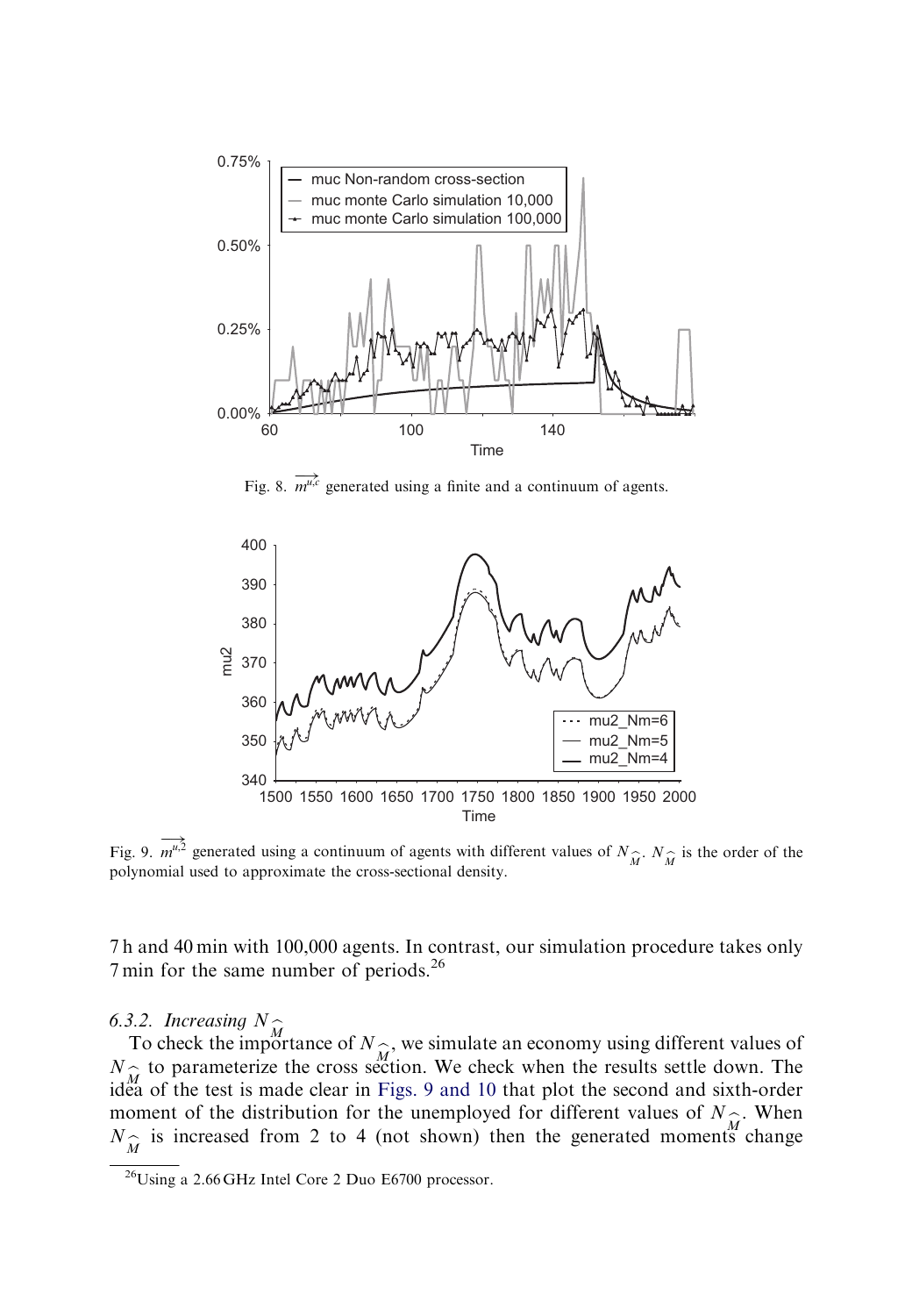Fig. 8. $\overrightarrow{m^{u,c}}$ generated using a finite and a continuum of agents.

Fig. 9. $\overrightarrow{m^{u,2}}$ generated using a continuum of agents with different values of $N_{\widehat{M}}$. $N_{\widehat{M}}$ is the order of the polynomial used to approximate the cross-sectional density.

7 h and 40 min with 100,000 agents. In contrast, our simulation procedure takes only 7 min for the same number of periods.[26]

### 6.3.2. Increasing $N_{\widehat{M}}$

To check the importance of $N_{\widehat{M}}$, we simulate an economy using different values of $N_{\widehat{M}}$ to parameterize the cross section. We check when the results settle down. The idea of the test is made clear in Figs. 9 and 10 that plot the second and sixth-order moment of the distribution for the unemployed for different values of $N_{\widehat{M}}$. When $N_{\widehat{M}}$ is increased from 2 to 4 (not shown) then the generated moments change

[26] Using a 2.66 GHz Intel Core 2 Duo E6700 processor.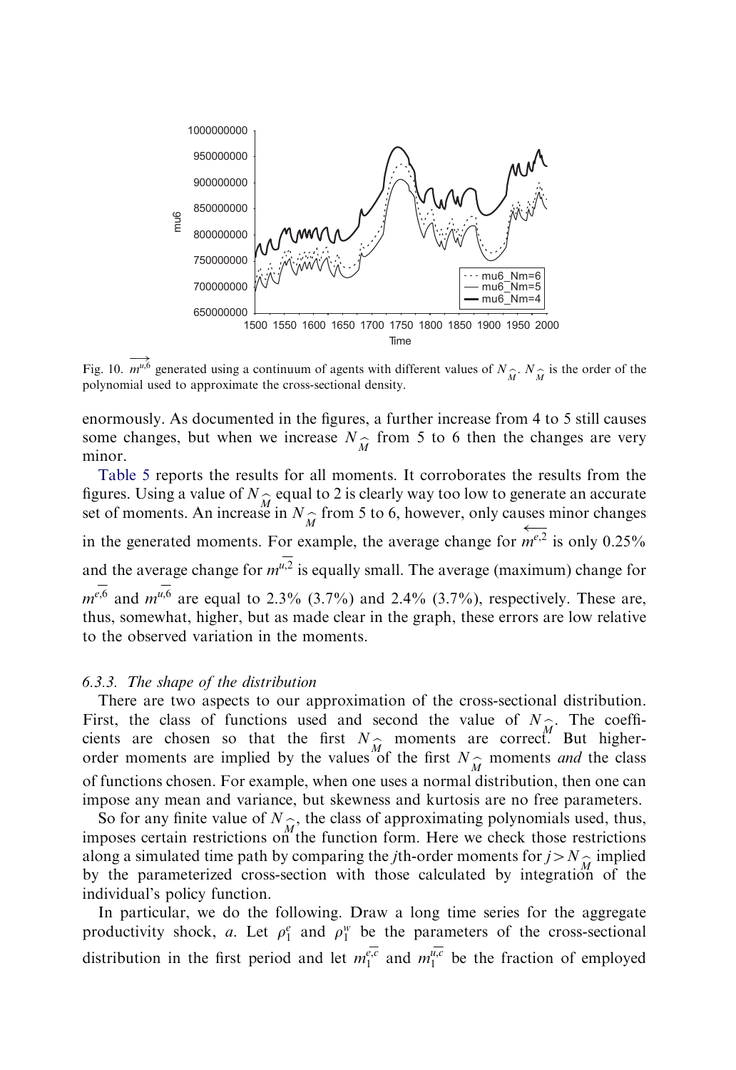Fig. 10. $\overrightarrow{m^{u,6}}$ generated using a continuum of agents with different values of $N_{\widehat{M}}$. $N_{\widehat{M}}$ is the order of the polynomial used to approximate the cross-sectional density.

enormously. As documented in the figures, a further increase from 4 to 5 still causes some changes, but when we increase $N_{\widehat{M}}$ from 5 to 6 then the changes are very minor.

Table 5 reports the results for all moments. It corroborates the results from the figures. Using a value of $N_{\widehat{M}}$ equal to 2 is clearly way too low to generate an accurate set of moments. An increase in $N_{\widehat{M}}$ from 5 to 6, however, only causes minor changes in the generated moments. For example, the average change for $\overleftarrow{m^{e,2}}$ is only 0.25% and the average change for $\overline{m^{u,2}}$ is equally small. The average (maximum) change for $\overline{m^{e,6}}$ and $\overline{m^{u,6}}$ are equal to 2.3% (3.7%) and 2.4% (3.7%), respectively. These are, thus, somewhat, higher, but as made clear in the graph, these errors are low relative to the observed variation in the moments.

### 6.3.3. The shape of the distribution

There are two aspects to our approximation of the cross-sectional distribution. First, the class of functions used and second the value of $N_{\widehat{M}}$. The coefficients are chosen so that the first $N_{\widehat{M}}$ moments are correct. But higher-order moments are implied by the values of the first $N_{\widehat{M}}$ moments *and* the class of functions chosen. For example, when one uses a normal distribution, then one can impose any mean and variance, but skewness and kurtosis are no free parameters.

So for any finite value of $N_{\widehat{M}}$, the class of approximating polynomials used, thus, imposes certain restrictions on the function form. Here we check those restrictions along a simulated time path by comparing the $j$th-order moments for $j > N_{\widehat{M}}$ implied by the parameterized cross-section with those calculated by integration of the individual's policy function.

In particular, we do the following. Draw a long time series for the aggregate productivity shock, $a$. Let $\rho_1^e$ and $\rho_1^w$ be the parameters of the cross-sectional distribution in the first period and let $m_1^{\overline{e,c}}$ and $m_1^{\overline{u,c}}$ be the fraction of employed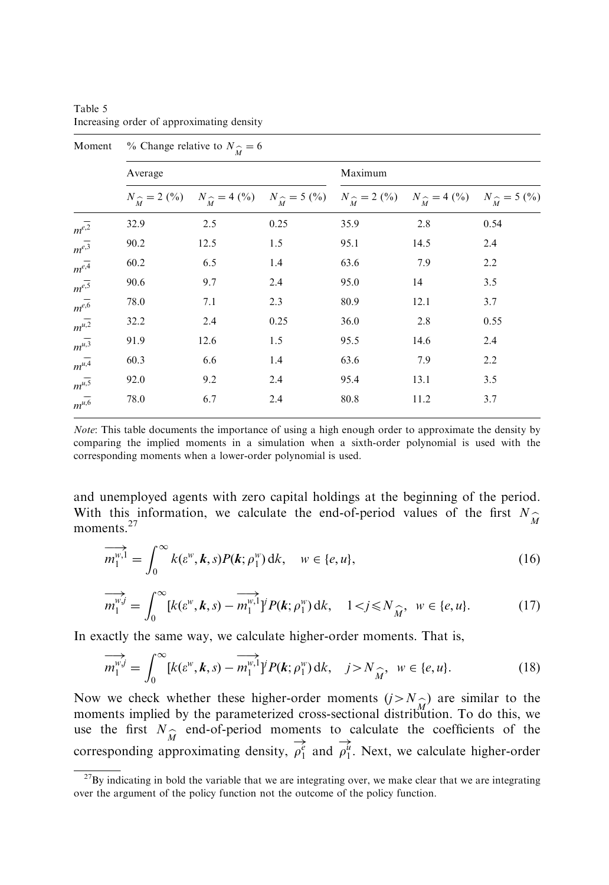Table 5
Increasing order of approximating density

| Moment | % Change relative to $N_{\widehat{M}} = 6$ | | | | | |
|---|---|---|---|---|---|---|
| | Average | | | Maximum | | |
| | $N_{\widehat{M}} = 2$ (%) | $N_{\widehat{M}} = 4$ (%) | $N_{\widehat{M}} = 5$ (%) | $N_{\widehat{M}} = 2$ (%) | $N_{\widehat{M}} = 4$ (%) | $N_{\widehat{M}} = 5$ (%) |
| $\overline{m^{e,2}}$ | 32.9 | 2.5 | 0.25 | 35.9 | 2.8 | 0.54 |
| $\overline{m^{e,3}}$ | 90.2 | 12.5 | 1.5 | 95.1 | 14.5 | 2.4 |
| $\overline{m^{e,4}}$ | 60.2 | 6.5 | 1.4 | 63.6 | 7.9 | 2.2 |
| $\overline{m^{e,5}}$ | 90.6 | 9.7 | 2.4 | 95.0 | 14 | 3.5 |
| $\overline{m^{e,6}}$ | 78.0 | 7.1 | 2.3 | 80.9 | 12.1 | 3.7 |
| $\overline{m^{u,2}}$ | 32.2 | 2.4 | 0.25 | 36.0 | 2.8 | 0.55 |
| $\overline{m^{u,3}}$ | 91.9 | 12.6 | 1.5 | 95.5 | 14.6 | 2.4 |
| $\overline{m^{u,4}}$ | 60.3 | 6.6 | 1.4 | 63.6 | 7.9 | 2.2 |
| $\overline{m^{u,5}}$ | 92.0 | 9.2 | 2.4 | 95.4 | 13.1 | 3.5 |
| $\overline{m^{u,6}}$ | 78.0 | 6.7 | 2.4 | 80.8 | 11.2 | 3.7 |

*Note*: This table documents the importance of using a high enough order to approximate the density by comparing the implied moments in a simulation when a sixth-order polynomial is used with the corresponding moments when a lower-order polynomial is used.

and unemployed agents with zero capital holdings at the beginning of the period. With this information, we calculate the end-of-period values of the first $N_{\widehat{M}}$ moments.[27]

$$\overrightarrow{m_1^{w,1}} = \int_0^\infty k(\varepsilon^w, \boldsymbol{k}, s) P(\boldsymbol{k}; \rho_1^w)\, \mathrm{d}k, \quad w \in \{e, u\}, \tag{16}$$

$$\overrightarrow{m_1^{w,j}} = \int_0^\infty [k(\varepsilon^w, \boldsymbol{k}, s) - \overrightarrow{m_1^{w,1}}]^j P(\boldsymbol{k}; \rho_1^w)\, \mathrm{d}k, \quad 1 < j \leqslant N_{\widehat{M}}, \;\; w \in \{e, u\}. \tag{17}$$

In exactly the same way, we calculate higher-order moments. That is,

$$\overrightarrow{m_1^{w,j}} = \int_0^\infty [k(\varepsilon^w, \boldsymbol{k}, s) - \overrightarrow{m_1^{w,1}}]^j P(\boldsymbol{k}; \rho_1^w)\, \mathrm{d}k, \quad j > N_{\widehat{M}}, \;\; w \in \{e, u\}. \tag{18}$$

Now we check whether these higher-order moments ($j > N_{\widehat{M}}$) are similar to the moments implied by the parameterized cross-sectional distribution. To do this, we use the first $N_{\widehat{M}}$ end-of-period moments to calculate the coefficients of the corresponding approximating density, $\overrightarrow{\rho_1^e}$ and $\overrightarrow{\rho_1^u}$. Next, we calculate higher-order

[27] By indicating in bold the variable that we are integrating over, we make clear that we are integrating over the argument of the policy function not the outcome of the policy function.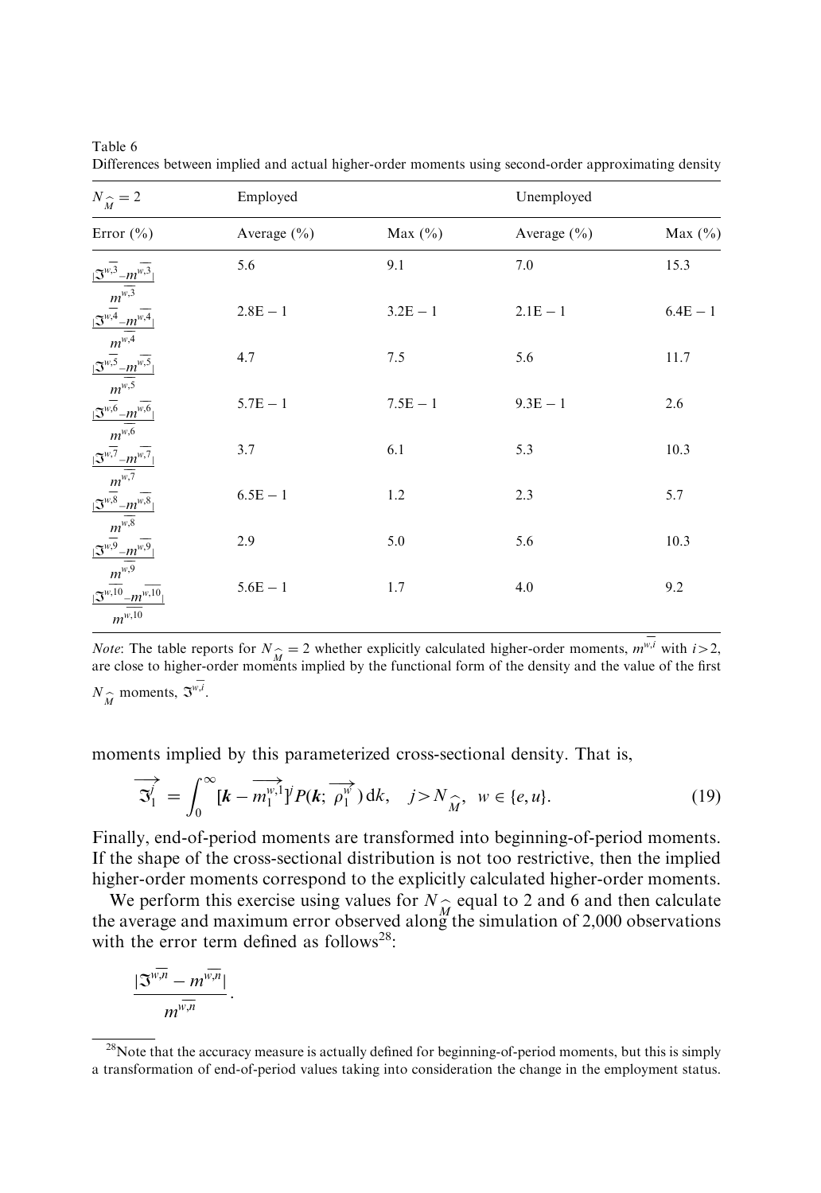Table 6
Differences between implied and actual higher-order moments using second-order approximating density

| $N_{\widehat{M}} = 2$ | Employed | | Unemployed | |
|---|---|---|---|---|
| Error (%) | Average (%) | Max (%) | Average (%) | Max (%) |
| $\frac{\lvert \overline{\Im^{w,3}} - \overline{m^{w,3}} \rvert}{\overline{m^{w,3}}}$ | 5.6 | 9.1 | 7.0 | 15.3 |
| $\frac{\lvert \overline{\Im^{w,4}} - \overline{m^{w,4}} \rvert}{\overline{m^{w,4}}}$ | 2.8E − 1 | 3.2E − 1 | 2.1E − 1 | 6.4E − 1 |
| $\frac{\lvert \overline{\Im^{w,5}} - \overline{m^{w,5}} \rvert}{\overline{m^{w,5}}}$ | 4.7 | 7.5 | 5.6 | 11.7 |
| $\frac{\lvert \overline{\Im^{w,6}} - \overline{m^{w,6}} \rvert}{\overline{m^{w,6}}}$ | 5.7E − 1 | 7.5E − 1 | 9.3E − 1 | 2.6 |
| $\frac{\lvert \overline{\Im^{w,7}} - \overline{m^{w,7}} \rvert}{\overline{m^{w,7}}}$ | 3.7 | 6.1 | 5.3 | 10.3 |
| $\frac{\lvert \overline{\Im^{w,8}} - \overline{m^{w,8}} \rvert}{\overline{m^{w,8}}}$ | 6.5E − 1 | 1.2 | 2.3 | 5.7 |
| $\frac{\lvert \overline{\Im^{w,9}} - \overline{m^{w,9}} \rvert}{\overline{m^{w,9}}}$ | 2.9 | 5.0 | 5.6 | 10.3 |
| $\frac{\lvert \overline{\Im^{w,10}} - \overline{m^{w,10}} \rvert}{\overline{m^{w,10}}}$ | 5.6E − 1 | 1.7 | 4.0 | 9.2 |

*Note*: The table reports for $N_{\widehat{M}} = 2$ whether explicitly calculated higher-order moments, $\overline{m^{w,i}}$ with $i > 2$, are close to higher-order moments implied by the functional form of the density and the value of the first $N_{\widehat{M}}$ moments, $\overline{\Im^{w,i}}$.

moments implied by this parameterized cross-sectional density. That is,

$$\overrightarrow{\Im_1^j} = \int_0^\infty [\boldsymbol{k} - \overrightarrow{m_1^{w,1}}]^j P(\boldsymbol{k}; \overrightarrow{\rho_1^w})\, \mathrm{d}k, \quad j > N_{\widehat{M}}, \;\; w \in \{e, u\}. \tag{19}$$

Finally, end-of-period moments are transformed into beginning-of-period moments. If the shape of the cross-sectional distribution is not too restrictive, then the implied higher-order moments correspond to the explicitly calculated higher-order moments.

We perform this exercise using values for $N_{\widehat{M}}$ equal to 2 and 6 and then calculate the average and maximum error observed along the simulation of 2,000 observations with the error term defined as follows[28]:

$$\frac{\lvert \overline{\Im^{w,n}} - \overline{m^{w,n}} \rvert}{\overline{m^{w,n}}}.$$

[28]Note that the accuracy measure is actually defined for beginning-of-period moments, but this is simply a transformation of end-of-period values taking into consideration the change in the employment status.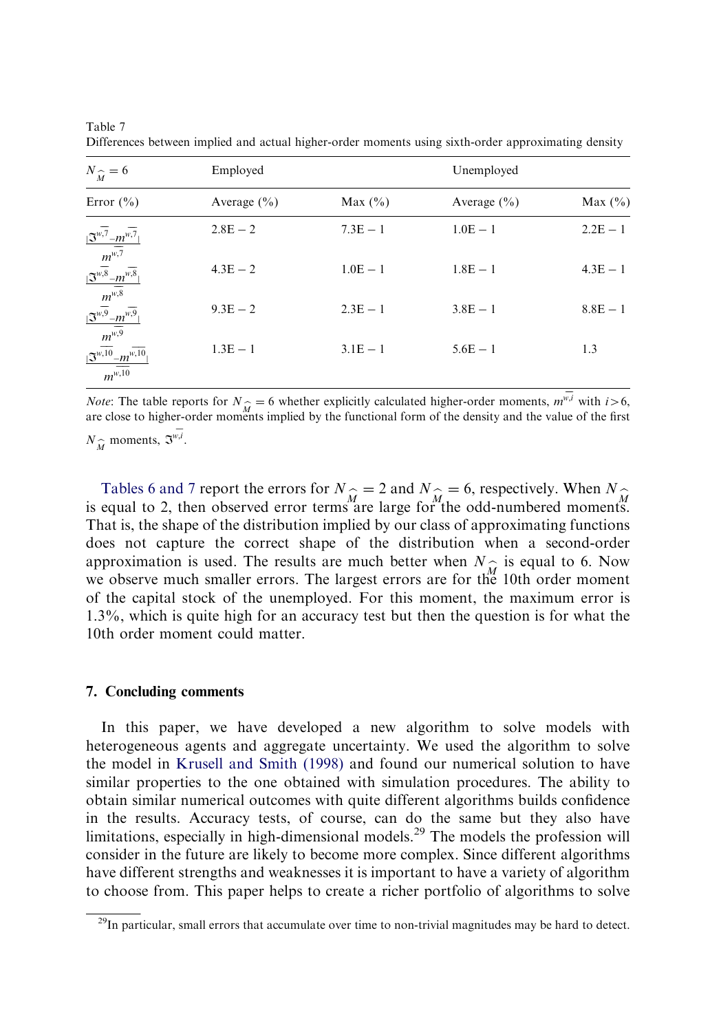Table 7
Differences between implied and actual higher-order moments using sixth-order approximating density

| $N_{\widehat{M}} = 6$ | Employed | | Unemployed | |
|---|---|---|---|---|
| Error (%) | Average (%) | Max (%) | Average (%) | Max (%) |
| $\frac{\lvert\overline{\mathfrak{I}^{w,7}} - \overline{m^{w,7}}\rvert}{\overline{m^{w,7}}}$ | 2.8E − 2 | 7.3E − 1 | 1.0E − 1 | 2.2E − 1 |
| $\frac{\lvert\overline{\mathfrak{I}^{w,8}} - \overline{m^{w,8}}\rvert}{\overline{m^{w,8}}}$ | 4.3E − 2 | 1.0E − 1 | 1.8E − 1 | 4.3E − 1 |
| $\frac{\lvert\overline{\mathfrak{I}^{w,9}} - \overline{m^{w,9}}\rvert}{\overline{m^{w,9}}}$ | 9.3E − 2 | 2.3E − 1 | 3.8E − 1 | 8.8E − 1 |
| $\frac{\lvert\overline{\mathfrak{I}^{w,10}} - \overline{m^{w,10}}\rvert}{\overline{m^{w,10}}}$ | 1.3E − 1 | 3.1E − 1 | 5.6E − 1 | 1.3 |

*Note*: The table reports for $N_{\widehat{M}} = 6$ whether explicitly calculated higher-order moments, $\overline{m^{w,i}}$ with $i > 6$, are close to higher-order moments implied by the functional form of the density and the value of the first $N_{\widehat{M}}$ moments, $\overline{\mathfrak{I}^{w,i}}$.

Tables 6 and 7 report the errors for $N_{\widehat{M}} = 2$ and $N_{\widehat{M}} = 6$, respectively. When $N_{\widehat{M}}$ is equal to 2, then observed error terms are large for the odd-numbered moments. That is, the shape of the distribution implied by our class of approximating functions does not capture the correct shape of the distribution when a second-order approximation is used. The results are much better when $N_{\widehat{M}}$ is equal to 6. Now we observe much smaller errors. The largest errors are for the 10th order moment of the capital stock of the unemployed. For this moment, the maximum error is 1.3%, which is quite high for an accuracy test but then the question is for what the 10th order moment could matter.

## 7. Concluding comments

In this paper, we have developed a new algorithm to solve models with heterogeneous agents and aggregate uncertainty. We used the algorithm to solve the model in Krusell and Smith (1998) and found our numerical solution to have similar properties to the one obtained with simulation procedures. The ability to obtain similar numerical outcomes with quite different algorithms builds confidence in the results. Accuracy tests, of course, can do the same but they also have limitations, especially in high-dimensional models.[29] The models the profession will consider in the future are likely to become more complex. Since different algorithms have different strengths and weaknesses it is important to have a variety of algorithm to choose from. This paper helps to create a richer portfolio of algorithms to solve

[29] In particular, small errors that accumulate over time to non-trivial magnitudes may be hard to detect.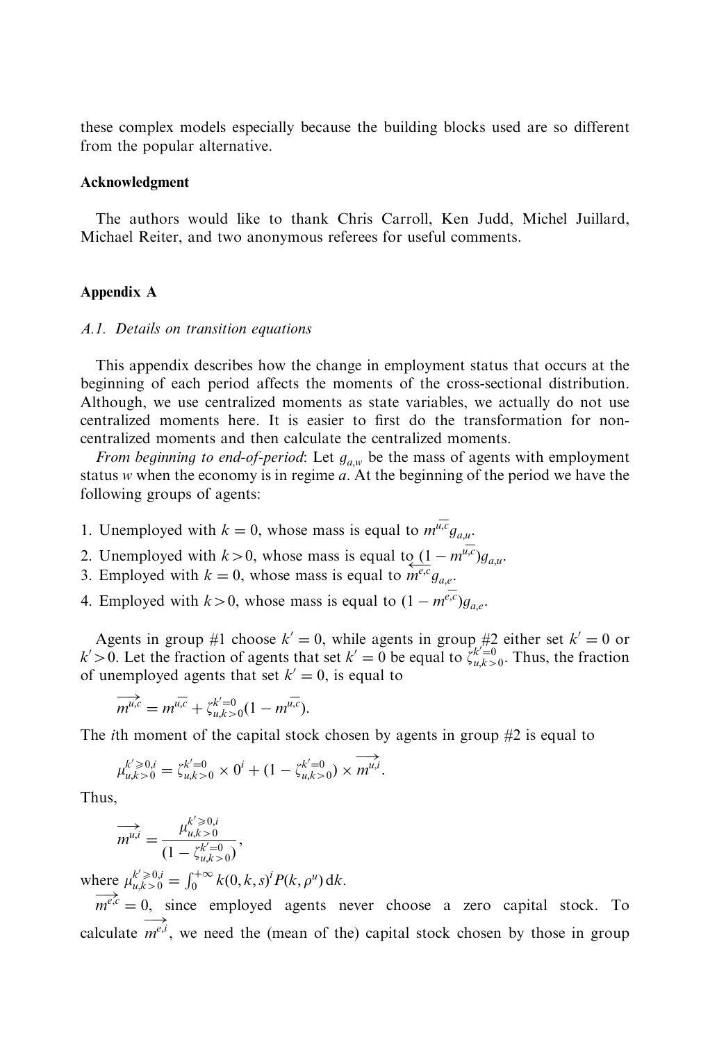these complex models especially because the building blocks used are so different from the popular alternative.

**Acknowledgment**

The authors would like to thank Chris Carroll, Ken Judd, Michel Juillard, Michael Reiter, and two anonymous referees for useful comments.

## Appendix A

### *A.1. Details on transition equations*

This appendix describes how the change in employment status that occurs at the beginning of each period affects the moments of the cross-sectional distribution. Although, we use centralized moments as state variables, we actually do not use centralized moments here. It is easier to first do the transformation for non-centralized moments and then calculate the centralized moments.

*From beginning to end-of-period*: Let $g_{a,w}$ be the mass of agents with employment status $w$ when the economy is in regime $a$. At the beginning of the period we have the following groups of agents:

1. Unemployed with $k = 0$, whose mass is equal to $\overline{m^{u,c}} g_{a,u}$.
2. Unemployed with $k > 0$, whose mass is equal to $(1 - \overline{m^{u,c}}) g_{a,u}$.
3. Employed with $k = 0$, whose mass is equal to $\overleftarrow{m^{e,c}} g_{a,e}$.
4. Employed with $k > 0$, whose mass is equal to $(1 - \overline{m^{e,c}}) g_{a,e}$.

Agents in group #1 choose $k' = 0$, while agents in group #2 either set $k' = 0$ or $k' > 0$. Let the fraction of agents that set $k' = 0$ be equal to $\zeta_{u,k>0}^{k'=0}$. Thus, the fraction of unemployed agents that set $k' = 0$, is equal to

$$\overrightarrow{m^{u,c}} = \overline{m^{u,c}} + \zeta_{u,k>0}^{k'=0}(1 - \overline{m^{u,c}}).$$

The $i$th moment of the capital stock chosen by agents in group #2 is equal to

$$\mu_{u,k>0}^{k'\geqslant 0,i} = \zeta_{u,k>0}^{k'=0} \times 0^i + (1 - \zeta_{u,k>0}^{k'=0}) \times \overrightarrow{m^{u,i}}.$$

Thus,

$$\overrightarrow{m^{u,i}} = \frac{\mu_{u,k>0}^{k'\geqslant 0,i}}{(1 - \zeta_{u,k>0}^{k'=0})},$$

where $\mu_{u,k>0}^{k'\geqslant 0,i} = \int_0^{+\infty} k(0,k,s)^i P(k, \rho^u) \, \mathrm{d}k$.

$\overrightarrow{m^{e,c}} = 0$, since employed agents never choose a zero capital stock. To calculate $\overrightarrow{m^{e,i}}$, we need the (mean of the) capital stock chosen by those in group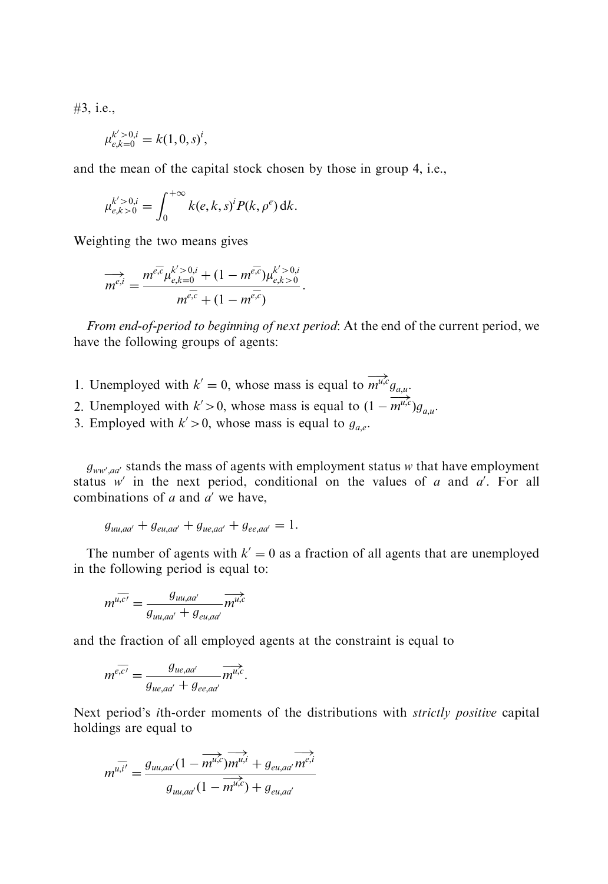#3, i.e.,

$$\mu_{e,k=0}^{k'>0,i} = k(1,0,s)^i,$$

and the mean of the capital stock chosen by those in group 4, i.e.,

$$\mu_{e,k>0}^{k'>0,i} = \int_0^{+\infty} k(e,k,s)^i P(k,\rho^e)\,\mathrm{d}k.$$

Weighting the two means gives

$$\overrightarrow{m^{e,i}} = \frac{m^{\overline{e,c}}\mu_{e,k=0}^{k'>0,i} + (1-m^{\overline{e,c}})\mu_{e,k>0}^{k'>0,i}}{m^{\overline{e,c}} + (1-m^{\overline{e,c}})}.$$

*From end-of-period to beginning of next period*: At the end of the current period, we have the following groups of agents:

1. Unemployed with $k'=0$, whose mass is equal to $\overrightarrow{m^{u,c}}g_{a,u}$.
2. Unemployed with $k'>0$, whose mass is equal to $(1-\overrightarrow{m^{u,c}})g_{a,u}$.
3. Employed with $k'>0$, whose mass is equal to $g_{a,e}$.

$g_{ww',aa'}$ stands the mass of agents with employment status $w$ that have employment status $w'$ in the next period, conditional on the values of $a$ and $a'$. For all combinations of $a$ and $a'$ we have,

$$g_{uu,aa'} + g_{eu,aa'} + g_{ue,aa'} + g_{ee,aa'} = 1.$$

The number of agents with $k'=0$ as a fraction of all agents that are unemployed in the following period is equal to:

$$m^{\overline{u,c'}} = \frac{g_{uu,aa'}}{g_{uu,aa'} + g_{eu,aa'}}\overrightarrow{m^{u,c}}$$

and the fraction of all employed agents at the constraint is equal to

$$m^{\overline{e,c'}} = \frac{g_{ue,aa'}}{g_{ue,aa'} + g_{ee,aa'}}\overrightarrow{m^{u,c}}.$$

Next period's $i$th-order moments of the distributions with *strictly positive* capital holdings are equal to

$$m^{\overline{u,i'}} = \frac{g_{uu,aa'}(1-\overrightarrow{m^{u,c}})\overrightarrow{m^{u,i}} + g_{eu,aa'}\overrightarrow{m^{e,i}}}{g_{uu,aa'}(1-\overrightarrow{m^{u,c}}) + g_{eu,aa'}}$$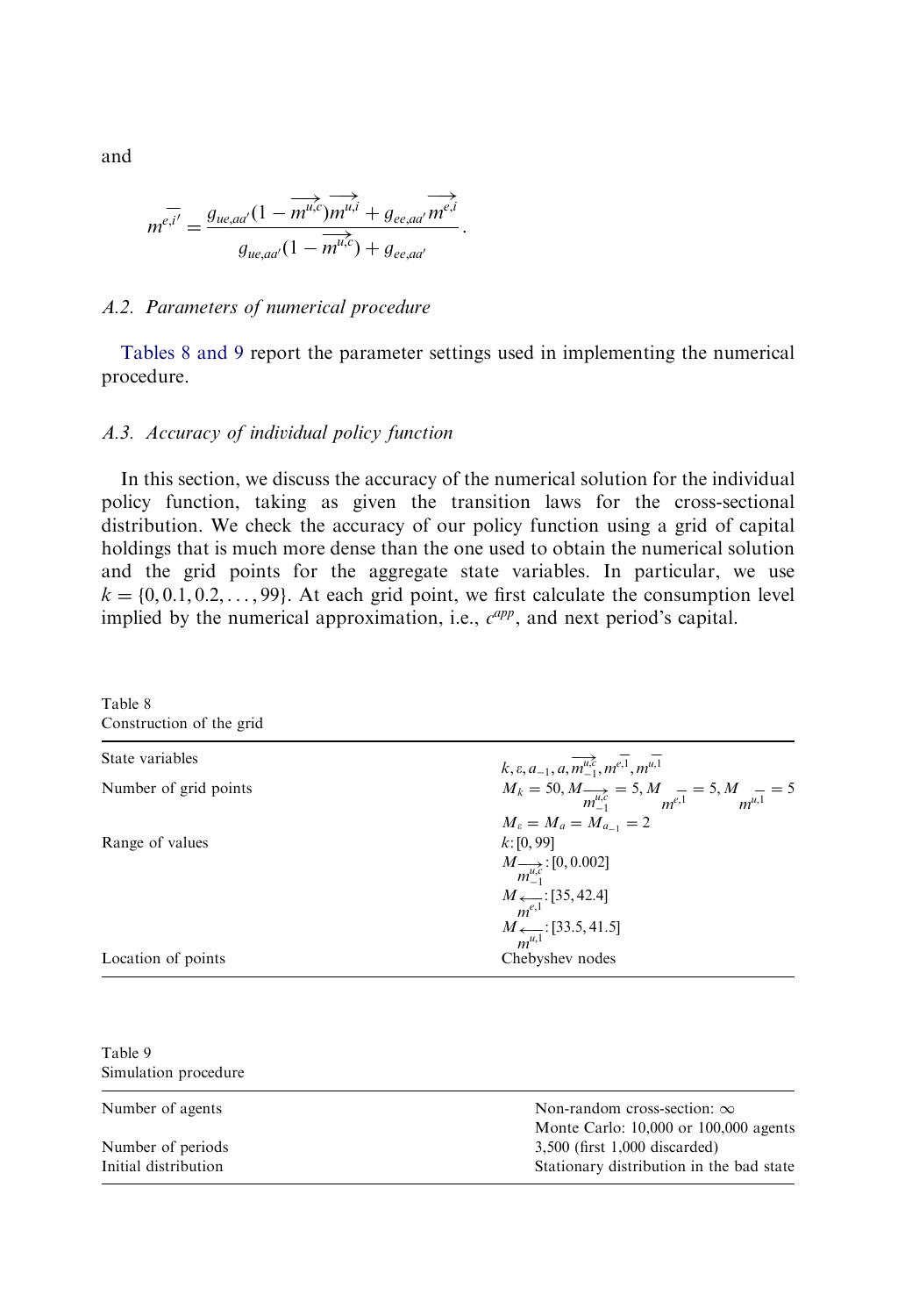and

$$m^{\overline{e,i}'} = \frac{g_{ue,aa'}(1 - \overrightarrow{m^{u,c}})\overrightarrow{m^{u,i}} + g_{ee,aa'}\overrightarrow{m^{e,i}}}{g_{ue,aa'}(1 - \overrightarrow{m^{u,c}}) + g_{ee,aa'}}.$$

### A.2. Parameters of numerical procedure

Tables 8 and 9 report the parameter settings used in implementing the numerical procedure.

### A.3. Accuracy of individual policy function

In this section, we discuss the accuracy of the numerical solution for the individual policy function, taking as given the transition laws for the cross-sectional distribution. We check the accuracy of our policy function using a grid of capital holdings that is much more dense than the one used to obtain the numerical solution and the grid points for the aggregate state variables. In particular, we use $k = \{0, 0.1, 0.2, \ldots, 99\}$. At each grid point, we first calculate the consumption level implied by the numerical approximation, i.e., $c^{app}$, and next period's capital.

Table 8
Construction of the grid

| | |
|---|---|
| State variables | $k, \varepsilon, a_{-1}, a, \overrightarrow{m^{u,c}_{-1}}, m^{\overline{e,1}}, m^{\overline{u,1}}$ |
| Number of grid points | $M_k = 50, M_{\overrightarrow{m^{u,c}_{-1}}} = 5, M_{\overline{m^{e,1}}} = 5, M_{\overline{m^{u,1}}} = 5$ |
| | $M_\varepsilon = M_a = M_{a_{-1}} = 2$ |
| Range of values | $k$: [0, 99] |
| | $M_{\overrightarrow{m^{u,c}_{-1}}}$: [0, 0.002] |
| | $M_{\overleftarrow{m^{e,1}}}$: [35, 42.4] |
| | $M_{\overleftarrow{m^{u,1}}}$: [33.5, 41.5] |
| Location of points | Chebyshev nodes |

Table 9
Simulation procedure

| | |
|---|---|
| Number of agents | Non-random cross-section: $\infty$ |
| | Monte Carlo: 10,000 or 100,000 agents |
| Number of periods | 3,500 (first 1,000 discarded) |
| Initial distribution | Stationary distribution in the bad state |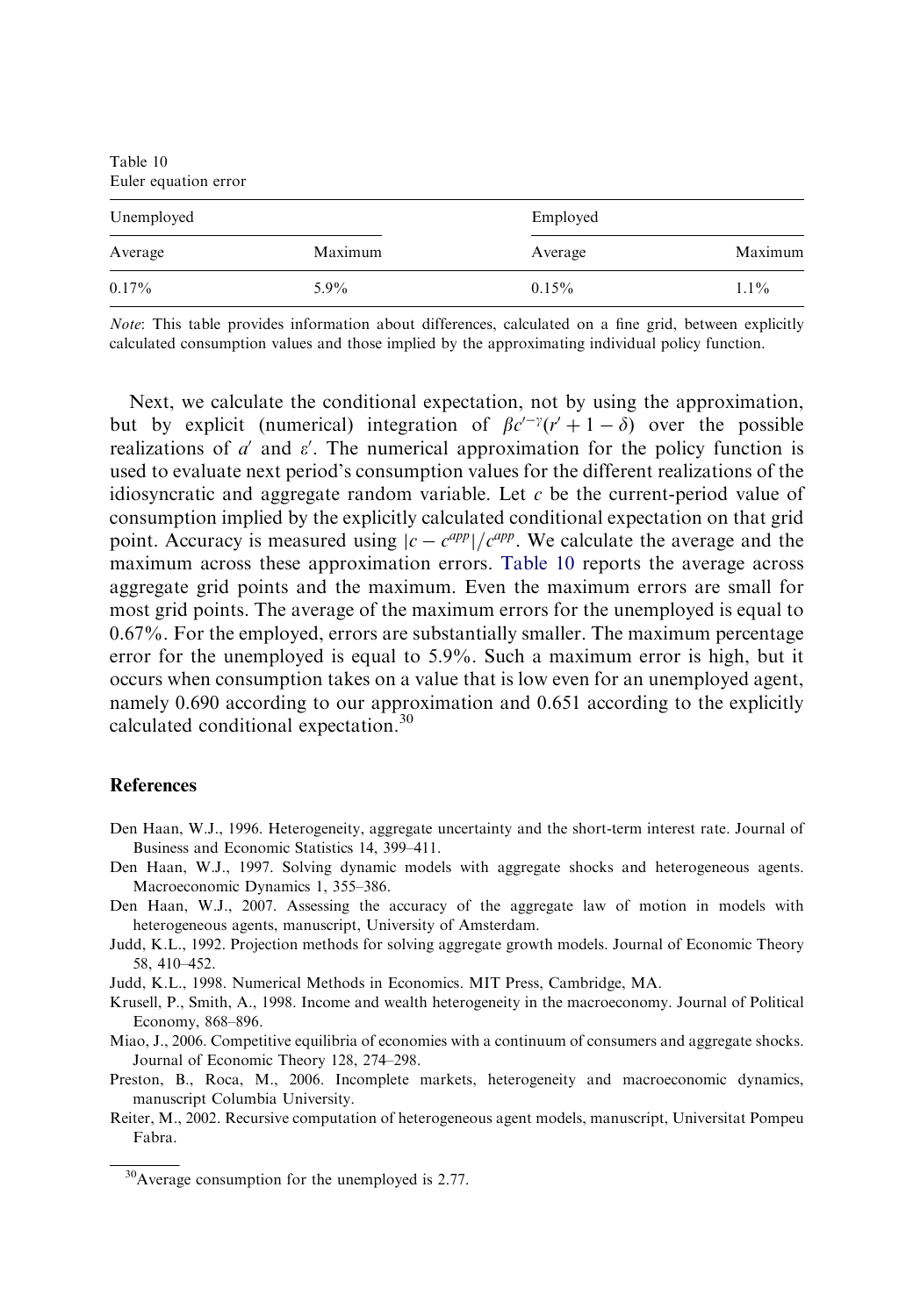Table 10
Euler equation error

| Unemployed | | Employed | |
|---|---|---|---|
| Average | Maximum | Average | Maximum |
| 0.17% | 5.9% | 0.15% | 1.1% |

*Note*: This table provides information about differences, calculated on a fine grid, between explicitly calculated consumption values and those implied by the approximating individual policy function.

Next, we calculate the conditional expectation, not by using the approximation, but by explicit (numerical) integration of $\beta c'^{-\gamma}(r' + 1 - \delta)$ over the possible realizations of $a'$ and $\varepsilon'$. The numerical approximation for the policy function is used to evaluate next period's consumption values for the different realizations of the idiosyncratic and aggregate random variable. Let $c$ be the current-period value of consumption implied by the explicitly calculated conditional expectation on that grid point. Accuracy is measured using $|c - c^{app}|/c^{app}$. We calculate the average and the maximum across these approximation errors. Table 10 reports the average across aggregate grid points and the maximum. Even the maximum errors are small for most grid points. The average of the maximum errors for the unemployed is equal to 0.67%. For the employed, errors are substantially smaller. The maximum percentage error for the unemployed is equal to 5.9%. Such a maximum error is high, but it occurs when consumption takes on a value that is low even for an unemployed agent, namely 0.690 according to our approximation and 0.651 according to the explicitly calculated conditional expectation.[30]

## References

Den Haan, W.J., 1996. Heterogeneity, aggregate uncertainty and the short-term interest rate. Journal of Business and Economic Statistics 14, 399–411.

Den Haan, W.J., 1997. Solving dynamic models with aggregate shocks and heterogeneous agents. Macroeconomic Dynamics 1, 355–386.

Den Haan, W.J., 2007. Assessing the accuracy of the aggregate law of motion in models with heterogeneous agents, manuscript, University of Amsterdam.

Judd, K.L., 1992. Projection methods for solving aggregate growth models. Journal of Economic Theory 58, 410–452.

Judd, K.L., 1998. Numerical Methods in Economics. MIT Press, Cambridge, MA.

Krusell, P., Smith, A., 1998. Income and wealth heterogeneity in the macroeconomy. Journal of Political Economy, 868–896.

Miao, J., 2006. Competitive equilibria of economies with a continuum of consumers and aggregate shocks. Journal of Economic Theory 128, 274–298.

Preston, B., Roca, M., 2006. Incomplete markets, heterogeneity and macroeconomic dynamics, manuscript Columbia University.

Reiter, M., 2002. Recursive computation of heterogeneous agent models, manuscript, Universitat Pompeu Fabra.

[30] Average consumption for the unemployed is 2.77.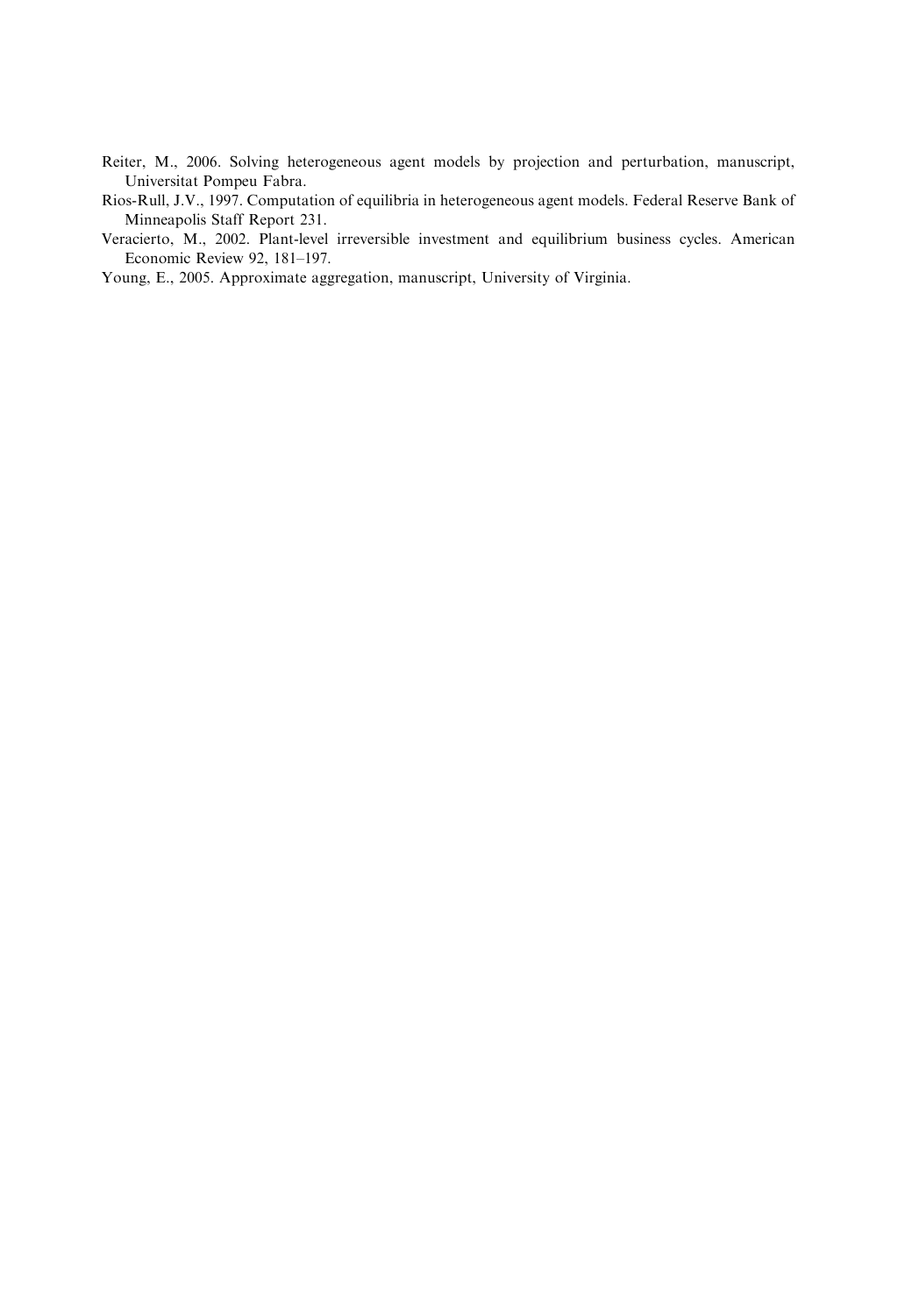Reiter, M., 2006. Solving heterogeneous agent models by projection and perturbation, manuscript, Universitat Pompeu Fabra.

Rios-Rull, J.V., 1997. Computation of equilibria in heterogeneous agent models. Federal Reserve Bank of Minneapolis Staff Report 231.

Veracierto, M., 2002. Plant-level irreversible investment and equilibrium business cycles. American Economic Review 92, 181–197.

Young, E., 2005. Approximate aggregation, manuscript, University of Virginia.